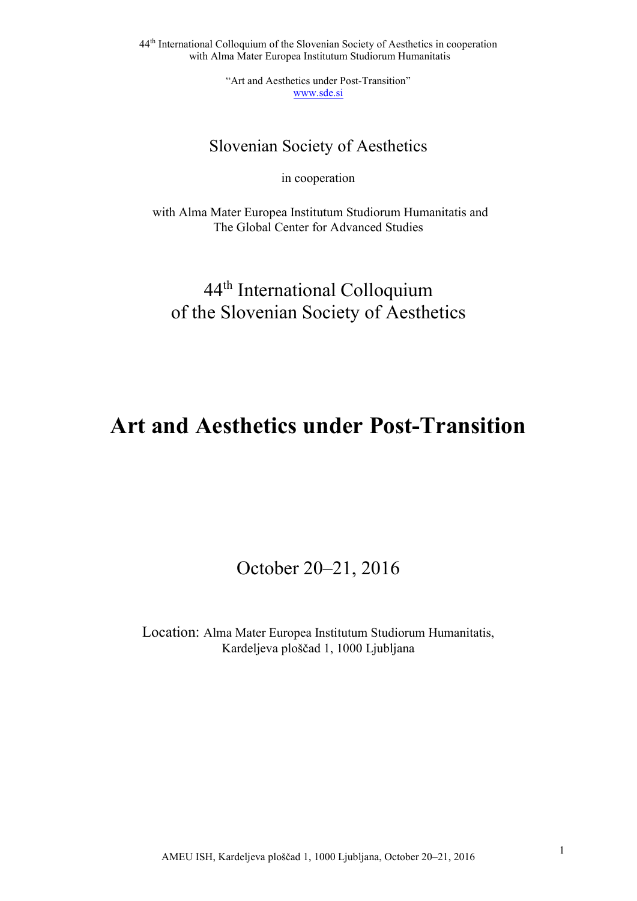Slovenian Society of Aesthetics

in cooperation

with Alma Mater Europea Institutum Studiorum Humanitatis and
The Global Center for Advanced Studies

## 44th International Colloquium of the Slovenian Society of Aesthetics

# Art and Aesthetics under Post-Transition

October 20–21, 2016

Location: Alma Mater Europea Institutum Studiorum Humanitatis,
Kardeljeva ploščad 1, 1000 Ljubljana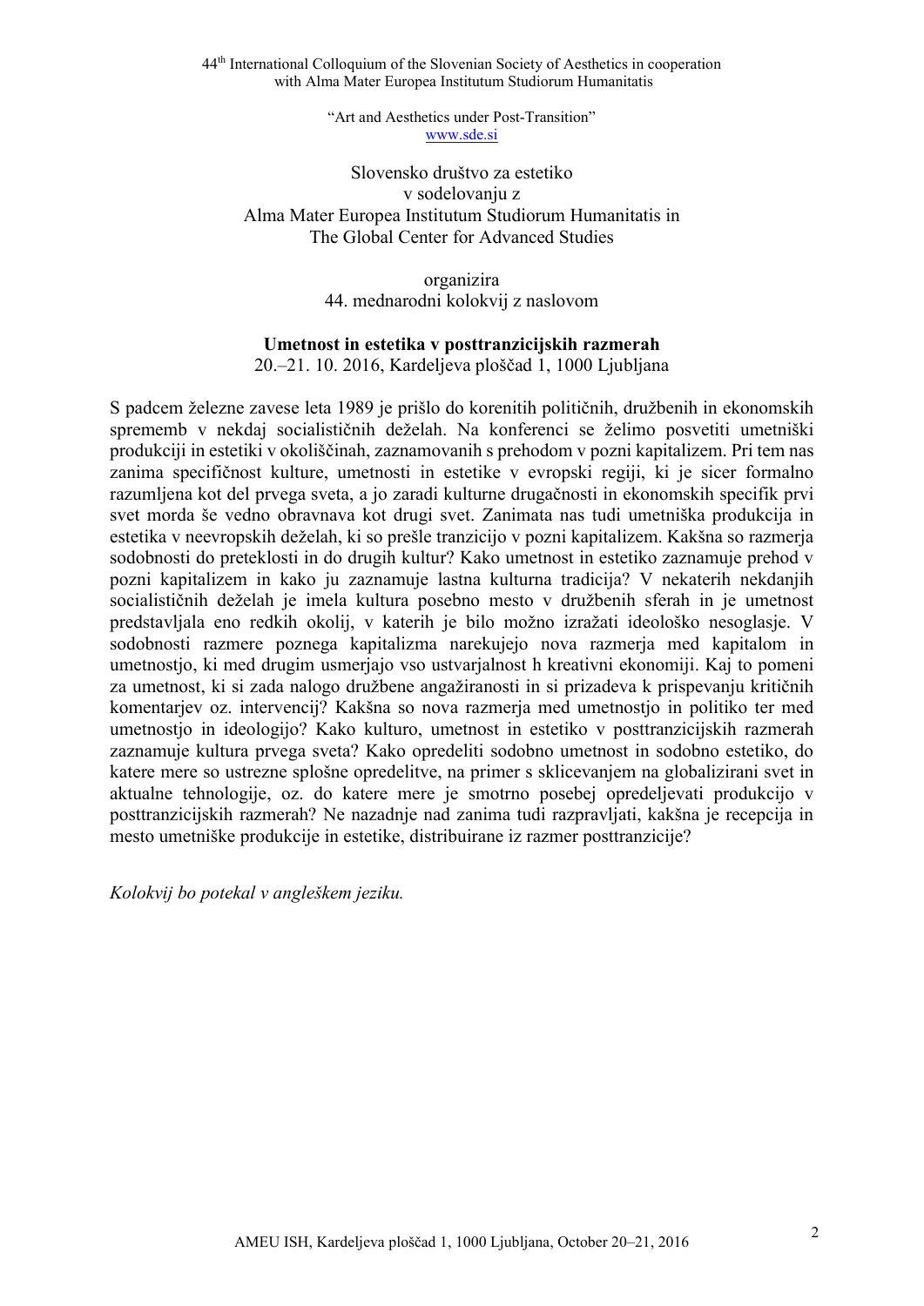Slovensko društvo za estetiko
v sodelovanju z
Alma Mater Europea Institutum Studiorum Humanitatis in
The Global Center for Advanced Studies

organizira
44. mednarodni kolokvij z naslovom

**Umetnost in estetika v posttranzicijskih razmerah**
20.–21. 10. 2016, Kardeljeva ploščad 1, 1000 Ljubljana

S padcem železne zavese leta 1989 je prišlo do korenitih političnih, družbenih in ekonomskih sprememb v nekdaj socialističnih deželah. Na konferenci se želimo posvetiti umetniški produkciji in estetiki v okoliščinah, zaznamovanih s prehodom v pozni kapitalizem. Pri tem nas zanima specifičnost kulture, umetnosti in estetike v evropski regiji, ki je sicer formalno razumljena kot del prvega sveta, a jo zaradi kulturne drugačnosti in ekonomskih specifik prvi svet morda še vedno obravnava kot drugi svet. Zanimata nas tudi umetniška produkcija in estetika v neevropskih deželah, ki so prešle tranzicijo v pozni kapitalizem. Kakšna so razmerja sodobnosti do preteklosti in do drugih kultur? Kako umetnost in estetiko zaznamuje prehod v pozni kapitalizem in kako ju zaznamuje lastna kulturna tradicija? V nekaterih nekdanjih socialističnih deželah je imela kultura posebno mesto v družbenih sferah in je umetnost predstavljala eno redkih okolij, v katerih je bilo možno izražati ideološko nesoglasje. V sodobnosti razmere poznega kapitalizma narekujejo nova razmerja med kapitalom in umetnostjo, ki med drugim usmerjajo vso ustvarjalnost h kreativni ekonomiji. Kaj to pomeni za umetnost, ki si zada nalogo družbene angažiranosti in si prizadeva k prispevanju kritičnih komentarjev oz. intervencij? Kakšna so nova razmerja med umetnostjo in politiko ter med umetnostjo in ideologijo? Kako kulturo, umetnost in estetiko v posttranzicijskih razmerah zaznamuje kultura prvega sveta? Kako opredeliti sodobno umetnost in sodobno estetiko, do katere mere so ustrezne splošne opredelitve, na primer s sklicevanjem na globalizirani svet in aktualne tehnologije, oz. do katere mere je smotrno posebej opredeljevati produkcijo v posttranzicijskih razmerah? Ne nazadnje nad zanima tudi razpravljati, kakšna je recepcija in mesto umetniške produkcije in estetike, distribuirane iz razmer posttranzicije?

*Kolokvij bo potekal v angleškem jeziku.*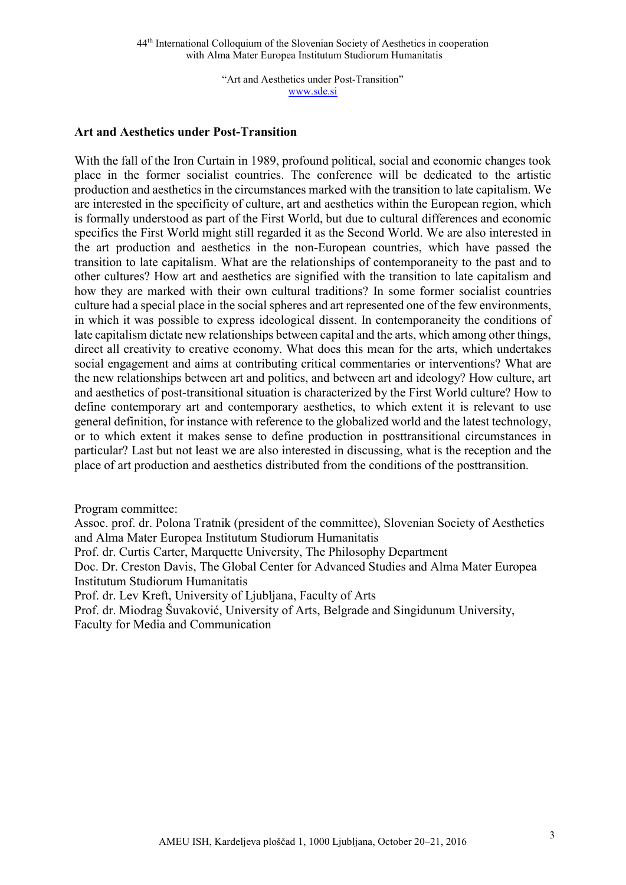## Art and Aesthetics under Post-Transition

With the fall of the Iron Curtain in 1989, profound political, social and economic changes took place in the former socialist countries. The conference will be dedicated to the artistic production and aesthetics in the circumstances marked with the transition to late capitalism. We are interested in the specificity of culture, art and aesthetics within the European region, which is formally understood as part of the First World, but due to cultural differences and economic specifics the First World might still regarded it as the Second World. We are also interested in the art production and aesthetics in the non-European countries, which have passed the transition to late capitalism. What are the relationships of contemporaneity to the past and to other cultures? How art and aesthetics are signified with the transition to late capitalism and how they are marked with their own cultural traditions? In some former socialist countries culture had a special place in the social spheres and art represented one of the few environments, in which it was possible to express ideological dissent. In contemporaneity the conditions of late capitalism dictate new relationships between capital and the arts, which among other things, direct all creativity to creative economy. What does this mean for the arts, which undertakes social engagement and aims at contributing critical commentaries or interventions? What are the new relationships between art and politics, and between art and ideology? How culture, art and aesthetics of post-transitional situation is characterized by the First World culture? How to define contemporary art and contemporary aesthetics, to which extent it is relevant to use general definition, for instance with reference to the globalized world and the latest technology, or to which extent it makes sense to define production in posttransitional circumstances in particular? Last but not least we are also interested in discussing, what is the reception and the place of art production and aesthetics distributed from the conditions of the posttransition.

Program committee:

Assoc. prof. dr. Polona Tratnik (president of the committee), Slovenian Society of Aesthetics and Alma Mater Europea Institutum Studiorum Humanitatis

Prof. dr. Curtis Carter, Marquette University, The Philosophy Department

Doc. Dr. Creston Davis, The Global Center for Advanced Studies and Alma Mater Europea Institutum Studiorum Humanitatis

Prof. dr. Lev Kreft, University of Ljubljana, Faculty of Arts

Prof. dr. Miodrag Šuvaković, University of Arts, Belgrade and Singidunum University, Faculty for Media and Communication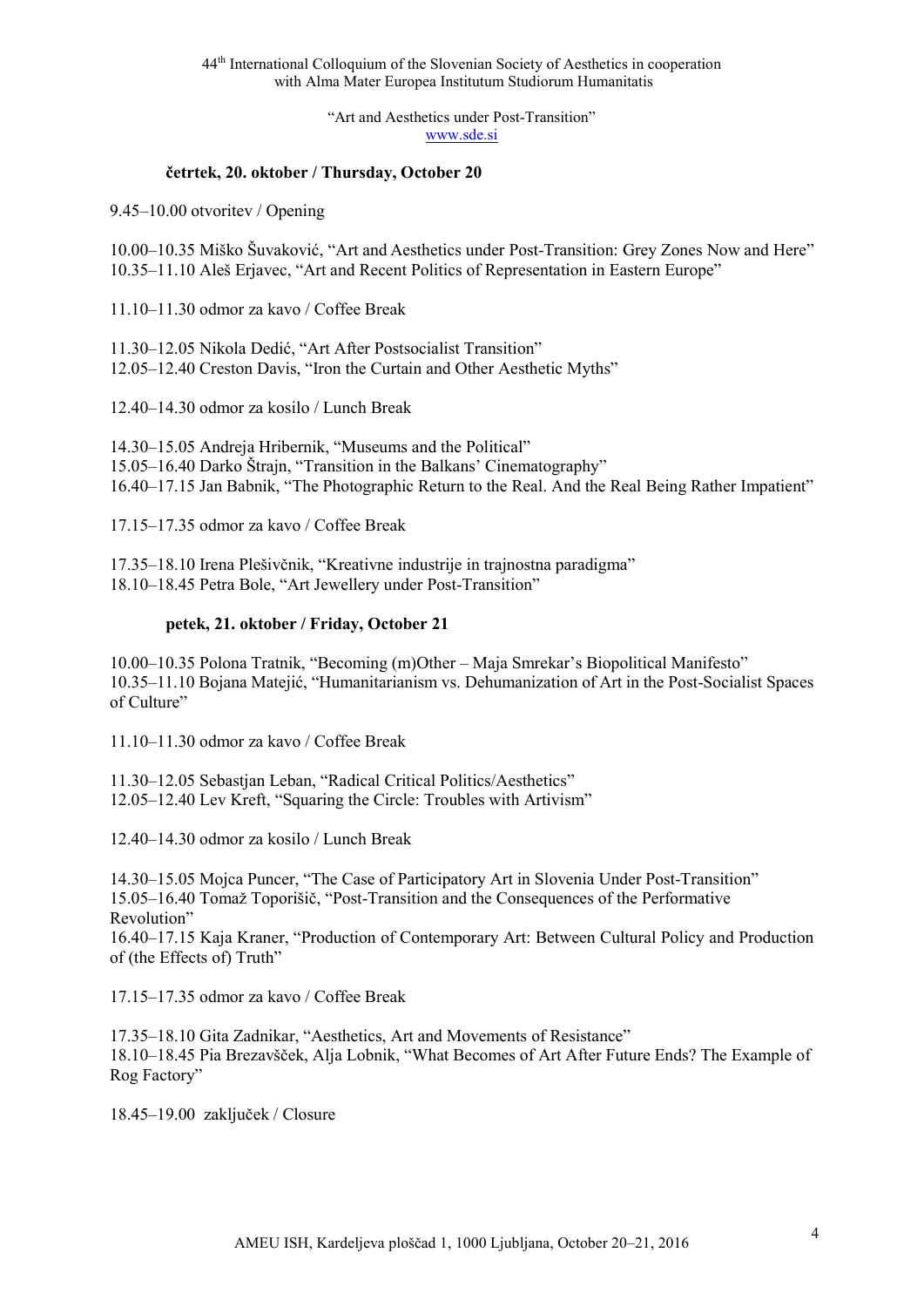## četrtek, 20. oktober / Thursday, October 20

9.45–10.00 otvoritev / Opening

10.00–10.35 Miško Šuvaković, "Art and Aesthetics under Post-Transition: Grey Zones Now and Here"
10.35–11.10 Aleš Erjavec, "Art and Recent Politics of Representation in Eastern Europe"

11.10–11.30 odmor za kavo / Coffee Break

11.30–12.05 Nikola Dedić, "Art After Postsocialist Transition"
12.05–12.40 Creston Davis, "Iron the Curtain and Other Aesthetic Myths"

12.40–14.30 odmor za kosilo / Lunch Break

14.30–15.05 Andreja Hribernik, "Museums and the Political"
15.05–16.40 Darko Štrajn, "Transition in the Balkans' Cinematography"
16.40–17.15 Jan Babnik, "The Photographic Return to the Real. And the Real Being Rather Impatient"

17.15–17.35 odmor za kavo / Coffee Break

17.35–18.10 Irena Plešivčnik, "Kreativne industrije in trajnostna paradigma"
18.10–18.45 Petra Bole, "Art Jewellery under Post-Transition"

## petek, 21. oktober / Friday, October 21

10.00–10.35 Polona Tratnik, "Becoming (m)Other – Maja Smrekar's Biopolitical Manifesto"
10.35–11.10 Bojana Matejić, "Humanitarianism vs. Dehumanization of Art in the Post-Socialist Spaces of Culture"

11.10–11.30 odmor za kavo / Coffee Break

11.30–12.05 Sebastjan Leban, "Radical Critical Politics/Aesthetics"
12.05–12.40 Lev Kreft, "Squaring the Circle: Troubles with Artivism"

12.40–14.30 odmor za kosilo / Lunch Break

14.30–15.05 Mojca Puncer, "The Case of Participatory Art in Slovenia Under Post-Transition"
15.05–16.40 Tomaž Toporišič, "Post-Transition and the Consequences of the Performative Revolution"
16.40–17.15 Kaja Kraner, "Production of Contemporary Art: Between Cultural Policy and Production of (the Effects of) Truth"

17.15–17.35 odmor za kavo / Coffee Break

17.35–18.10 Gita Zadnikar, "Aesthetics, Art and Movements of Resistance"
18.10–18.45 Pia Brezavšček, Alja Lobnik, "What Becomes of Art After Future Ends? The Example of Rog Factory"

18.45–19.00 zaključek / Closure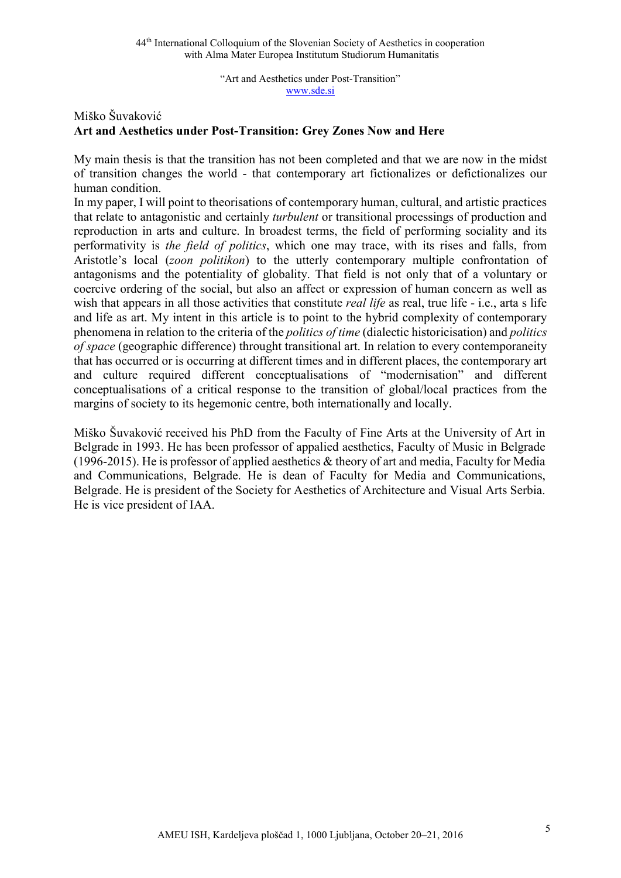Miško Šuvaković

**Art and Aesthetics under Post-Transition: Grey Zones Now and Here**

My main thesis is that the transition has not been completed and that we are now in the midst of transition changes the world - that contemporary art fictionalizes or defictionalizes our human condition.

In my paper, I will point to theorisations of contemporary human, cultural, and artistic practices that relate to antagonistic and certainly *turbulent* or transitional processings of production and reproduction in arts and culture. In broadest terms, the field of performing sociality and its performativity is *the field of politics*, which one may trace, with its rises and falls, from Aristotle's local (*zoon politikon*) to the utterly contemporary multiple confrontation of antagonisms and the potentiality of globality. That field is not only that of a voluntary or coercive ordering of the social, but also an affect or expression of human concern as well as wish that appears in all those activities that constitute *real life* as real, true life - i.e., arta s life and life as art. My intent in this article is to point to the hybrid complexity of contemporary phenomena in relation to the criteria of the *politics of time* (dialectic historicisation) and *politics of space* (geographic difference) throught transitional art. In relation to every contemporaneity that has occurred or is occurring at different times and in different places, the contemporary art and culture required different conceptualisations of "modernisation" and different conceptualisations of a critical response to the transition of global/local practices from the margins of society to its hegemonic centre, both internationally and locally.

Miško Šuvaković received his PhD from the Faculty of Fine Arts at the University of Art in Belgrade in 1993. He has been professor of appalied aesthetics, Faculty of Music in Belgrade (1996-2015). He is professor of applied aesthetics & theory of art and media, Faculty for Media and Communications, Belgrade. He is dean of Faculty for Media and Communications, Belgrade. He is president of the Society for Aesthetics of Architecture and Visual Arts Serbia. He is vice president of IAA.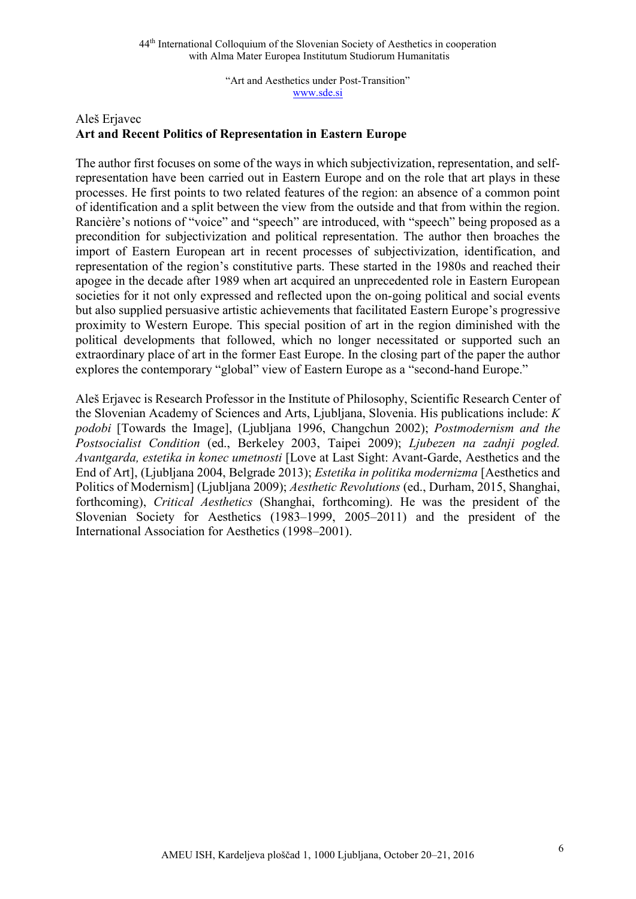Aleš Erjavec

**Art and Recent Politics of Representation in Eastern Europe**

The author first focuses on some of the ways in which subjectivization, representation, and self-representation have been carried out in Eastern Europe and on the role that art plays in these processes. He first points to two related features of the region: an absence of a common point of identification and a split between the view from the outside and that from within the region. Rancière's notions of "voice" and "speech" are introduced, with "speech" being proposed as a precondition for subjectivization and political representation. The author then broaches the import of Eastern European art in recent processes of subjectivization, identification, and representation of the region's constitutive parts. These started in the 1980s and reached their apogee in the decade after 1989 when art acquired an unprecedented role in Eastern European societies for it not only expressed and reflected upon the on-going political and social events but also supplied persuasive artistic achievements that facilitated Eastern Europe's progressive proximity to Western Europe. This special position of art in the region diminished with the political developments that followed, which no longer necessitated or supported such an extraordinary place of art in the former East Europe. In the closing part of the paper the author explores the contemporary "global" view of Eastern Europe as a "second-hand Europe."

Aleš Erjavec is Research Professor in the Institute of Philosophy, Scientific Research Center of the Slovenian Academy of Sciences and Arts, Ljubljana, Slovenia. His publications include: *K podobi* [Towards the Image], (Ljubljana 1996, Changchun 2002); *Postmodernism and the Postsocialist Condition* (ed., Berkeley 2003, Taipei 2009); *Ljubezen na zadnji pogled. Avantgarda, estetika in konec umetnosti* [Love at Last Sight: Avant-Garde, Aesthetics and the End of Art], (Ljubljana 2004, Belgrade 2013); *Estetika in politika modernizma* [Aesthetics and Politics of Modernism] (Ljubljana 2009); *Aesthetic Revolutions* (ed., Durham, 2015, Shanghai, forthcoming), *Critical Aesthetics* (Shanghai, forthcoming). He was the president of the Slovenian Society for Aesthetics (1983–1999, 2005–2011) and the president of the International Association for Aesthetics (1998–2001).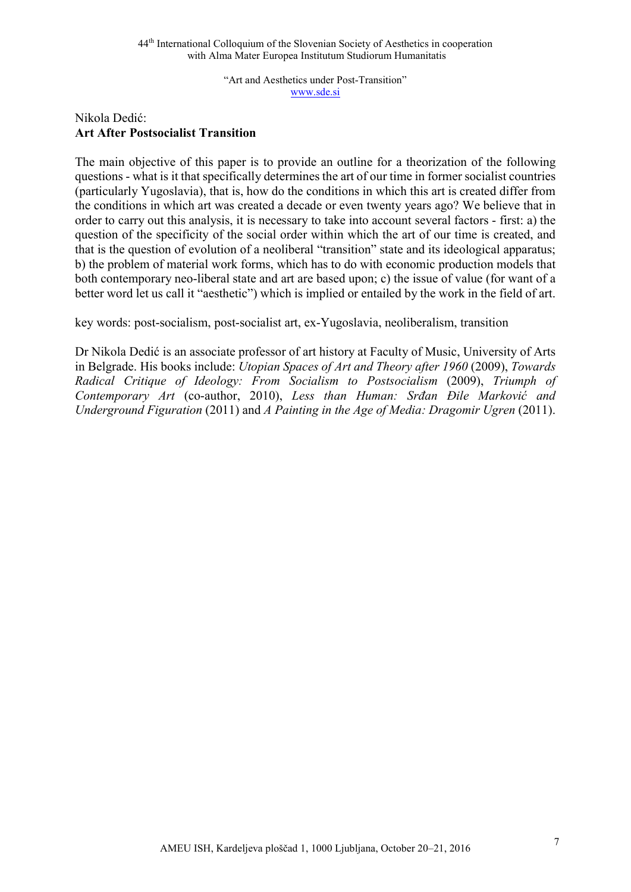Nikola Dedić:

## Art After Postsocialist Transition

The main objective of this paper is to provide an outline for a theorization of the following questions - what is it that specifically determines the art of our time in former socialist countries (particularly Yugoslavia), that is, how do the conditions in which this art is created differ from the conditions in which art was created a decade or even twenty years ago? We believe that in order to carry out this analysis, it is necessary to take into account several factors - first: a) the question of the specificity of the social order within which the art of our time is created, and that is the question of evolution of a neoliberal "transition" state and its ideological apparatus; b) the problem of material work forms, which has to do with economic production models that both contemporary neo-liberal state and art are based upon; c) the issue of value (for want of a better word let us call it "aesthetic") which is implied or entailed by the work in the field of art.

key words: post-socialism, post-socialist art, ex-Yugoslavia, neoliberalism, transition

Dr Nikola Dedić is an associate professor of art history at Faculty of Music, University of Arts in Belgrade. His books include: *Utopian Spaces of Art and Theory after 1960* (2009), *Towards Radical Critique of Ideology: From Socialism to Postsocialism* (2009), *Triumph of Contemporary Art* (co-author, 2010), *Less than Human: Srđan Đile Marković and Underground Figuration* (2011) and *A Painting in the Age of Media: Dragomir Ugren* (2011).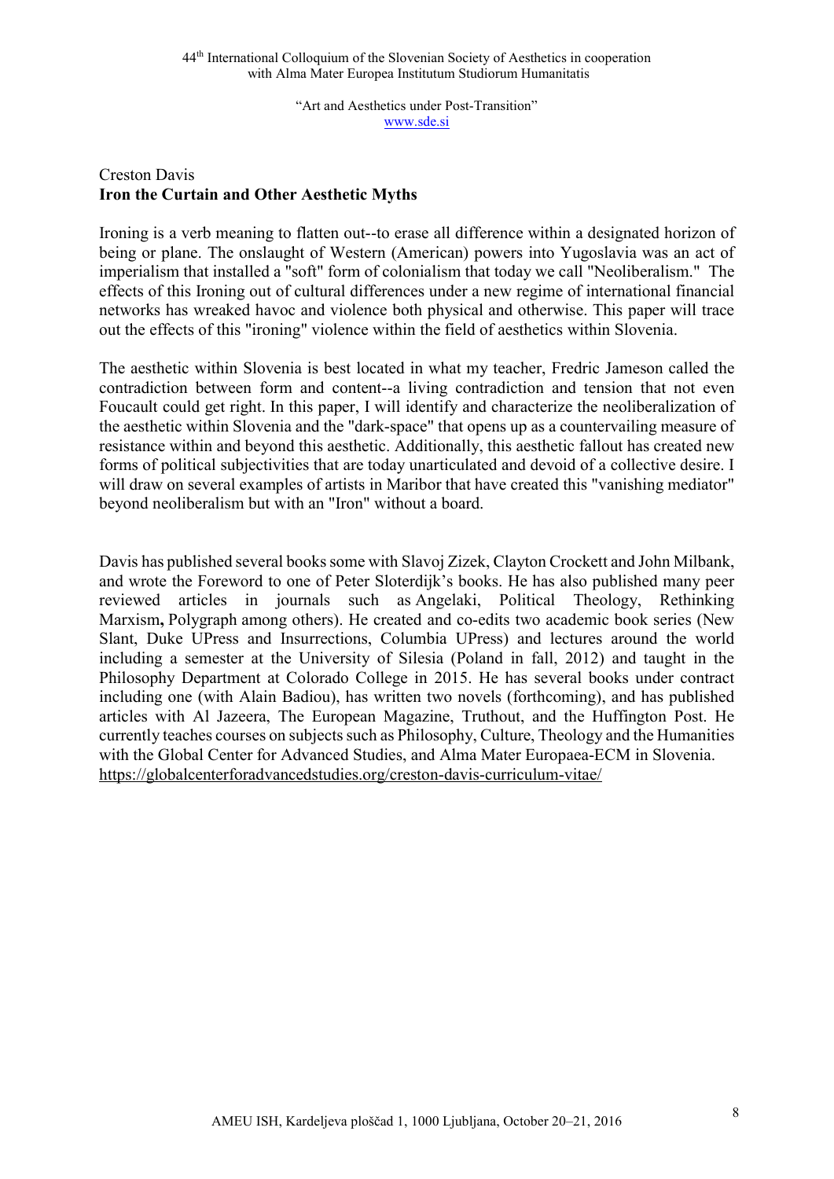Creston Davis

**Iron the Curtain and Other Aesthetic Myths**

Ironing is a verb meaning to flatten out--to erase all difference within a designated horizon of being or plane. The onslaught of Western (American) powers into Yugoslavia was an act of imperialism that installed a "soft" form of colonialism that today we call "Neoliberalism." The effects of this Ironing out of cultural differences under a new regime of international financial networks has wreaked havoc and violence both physical and otherwise. This paper will trace out the effects of this "ironing" violence within the field of aesthetics within Slovenia.

The aesthetic within Slovenia is best located in what my teacher, Fredric Jameson called the contradiction between form and content--a living contradiction and tension that not even Foucault could get right. In this paper, I will identify and characterize the neoliberalization of the aesthetic within Slovenia and the "dark-space" that opens up as a countervailing measure of resistance within and beyond this aesthetic. Additionally, this aesthetic fallout has created new forms of political subjectivities that are today unarticulated and devoid of a collective desire. I will draw on several examples of artists in Maribor that have created this "vanishing mediator" beyond neoliberalism but with an "Iron" without a board.

Davis has published several books some with Slavoj Zizek, Clayton Crockett and John Milbank, and wrote the Foreword to one of Peter Sloterdijk's books. He has also published many peer reviewed articles in journals such as Angelaki, Political Theology, Rethinking Marxism**,** Polygraph among others). He created and co-edits two academic book series (New Slant, Duke UPress and Insurrections, Columbia UPress) and lectures around the world including a semester at the University of Silesia (Poland in fall, 2012) and taught in the Philosophy Department at Colorado College in 2015. He has several books under contract including one (with Alain Badiou), has written two novels (forthcoming), and has published articles with Al Jazeera, The European Magazine, Truthout, and the Huffington Post. He currently teaches courses on subjects such as Philosophy, Culture, Theology and the Humanities with the Global Center for Advanced Studies, and Alma Mater Europaea-ECM in Slovenia. https://globalcenterforadvancedstudies.org/creston-davis-curriculum-vitae/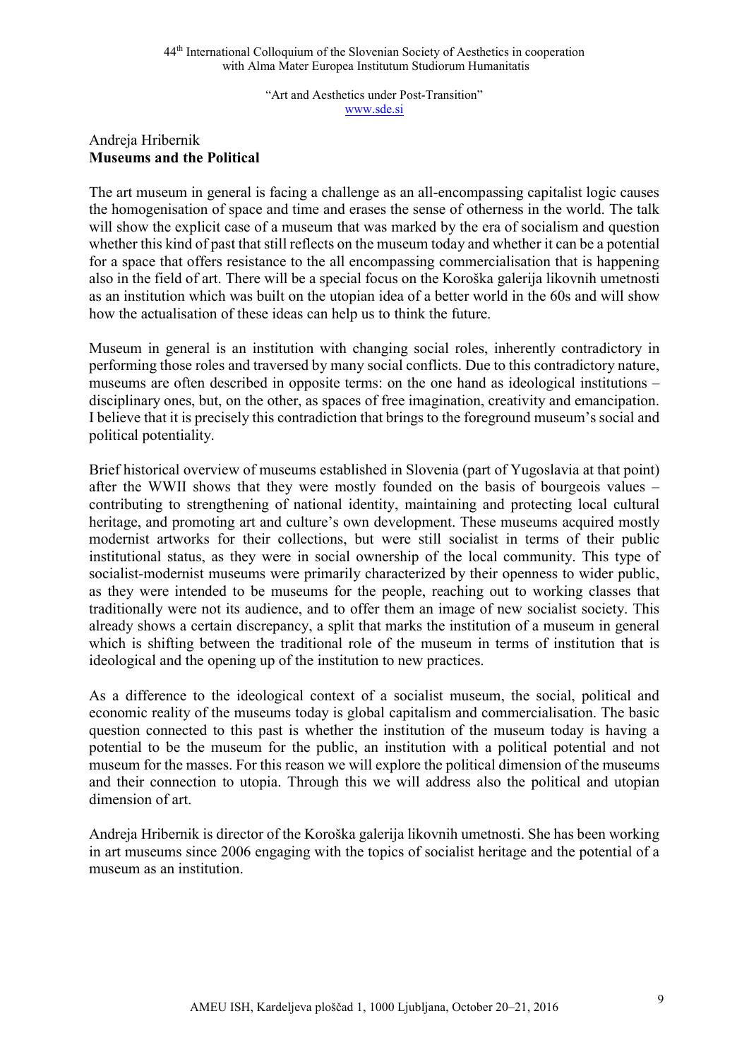Andreja Hribernik
**Museums and the Political**

The art museum in general is facing a challenge as an all-encompassing capitalist logic causes the homogenisation of space and time and erases the sense of otherness in the world. The talk will show the explicit case of a museum that was marked by the era of socialism and question whether this kind of past that still reflects on the museum today and whether it can be a potential for a space that offers resistance to the all encompassing commercialisation that is happening also in the field of art. There will be a special focus on the Koroška galerija likovnih umetnosti as an institution which was built on the utopian idea of a better world in the 60s and will show how the actualisation of these ideas can help us to think the future.

Museum in general is an institution with changing social roles, inherently contradictory in performing those roles and traversed by many social conflicts. Due to this contradictory nature, museums are often described in opposite terms: on the one hand as ideological institutions – disciplinary ones, but, on the other, as spaces of free imagination, creativity and emancipation. I believe that it is precisely this contradiction that brings to the foreground museum's social and political potentiality.

Brief historical overview of museums established in Slovenia (part of Yugoslavia at that point) after the WWII shows that they were mostly founded on the basis of bourgeois values – contributing to strengthening of national identity, maintaining and protecting local cultural heritage, and promoting art and culture's own development. These museums acquired mostly modernist artworks for their collections, but were still socialist in terms of their public institutional status, as they were in social ownership of the local community. This type of socialist-modernist museums were primarily characterized by their openness to wider public, as they were intended to be museums for the people, reaching out to working classes that traditionally were not its audience, and to offer them an image of new socialist society. This already shows a certain discrepancy, a split that marks the institution of a museum in general which is shifting between the traditional role of the museum in terms of institution that is ideological and the opening up of the institution to new practices.

As a difference to the ideological context of a socialist museum, the social, political and economic reality of the museums today is global capitalism and commercialisation. The basic question connected to this past is whether the institution of the museum today is having a potential to be the museum for the public, an institution with a political potential and not museum for the masses. For this reason we will explore the political dimension of the museums and their connection to utopia. Through this we will address also the political and utopian dimension of art.

Andreja Hribernik is director of the Koroška galerija likovnih umetnosti. She has been working in art museums since 2006 engaging with the topics of socialist heritage and the potential of a museum as an institution.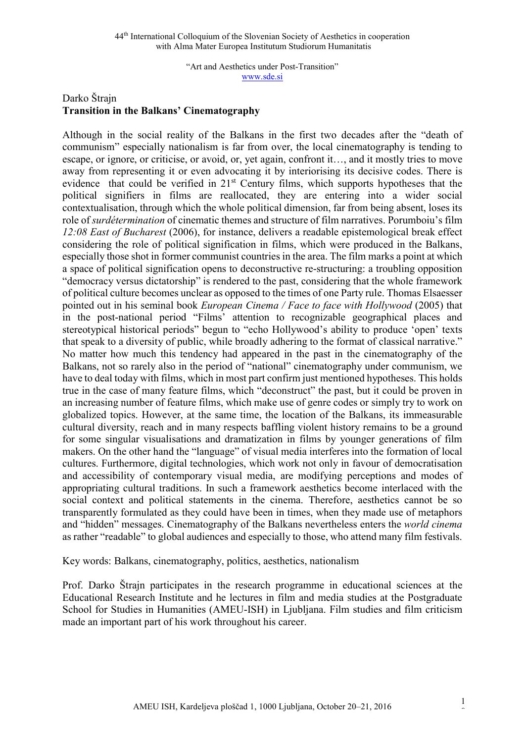Darko Štrajn

**Transition in the Balkans' Cinematography**

Although in the social reality of the Balkans in the first two decades after the "death of communism" especially nationalism is far from over, the local cinematography is tending to escape, or ignore, or criticise, or avoid, or, yet again, confront it…, and it mostly tries to move away from representing it or even advocating it by interiorising its decisive codes. There is evidence that could be verified in 21st Century films, which supports hypotheses that the political signifiers in films are reallocated, they are entering into a wider social contextualisation, through which the whole political dimension, far from being absent, loses its role of *surdétermination* of cinematic themes and structure of film narratives. Porumboiu's film *12:08 East of Bucharest* (2006), for instance, delivers a readable epistemological break effect considering the role of political signification in films, which were produced in the Balkans, especially those shot in former communist countries in the area. The film marks a point at which a space of political signification opens to deconstructive re-structuring: a troubling opposition "democracy versus dictatorship" is rendered to the past, considering that the whole framework of political culture becomes unclear as opposed to the times of one Party rule. Thomas Elsaesser pointed out in his seminal book *European Cinema / Face to face with Hollywood* (2005) that in the post-national period "Films' attention to recognizable geographical places and stereotypical historical periods" begun to "echo Hollywood's ability to produce 'open' texts that speak to a diversity of public, while broadly adhering to the format of classical narrative." No matter how much this tendency had appeared in the past in the cinematography of the Balkans, not so rarely also in the period of "national" cinematography under communism, we have to deal today with films, which in most part confirm just mentioned hypotheses. This holds true in the case of many feature films, which "deconstruct" the past, but it could be proven in an increasing number of feature films, which make use of genre codes or simply try to work on globalized topics. However, at the same time, the location of the Balkans, its immeasurable cultural diversity, reach and in many respects baffling violent history remains to be a ground for some singular visualisations and dramatization in films by younger generations of film makers. On the other hand the "language" of visual media interferes into the formation of local cultures. Furthermore, digital technologies, which work not only in favour of democratisation and accessibility of contemporary visual media, are modifying perceptions and modes of appropriating cultural traditions. In such a framework aesthetics become interlaced with the social context and political statements in the cinema. Therefore, aesthetics cannot be so transparently formulated as they could have been in times, when they made use of metaphors and "hidden" messages. Cinematography of the Balkans nevertheless enters the *world cinema* as rather "readable" to global audiences and especially to those, who attend many film festivals.

Key words: Balkans, cinematography, politics, aesthetics, nationalism

Prof. Darko Štrajn participates in the research programme in educational sciences at the Educational Research Institute and he lectures in film and media studies at the Postgraduate School for Studies in Humanities (AMEU-ISH) in Ljubljana. Film studies and film criticism made an important part of his work throughout his career.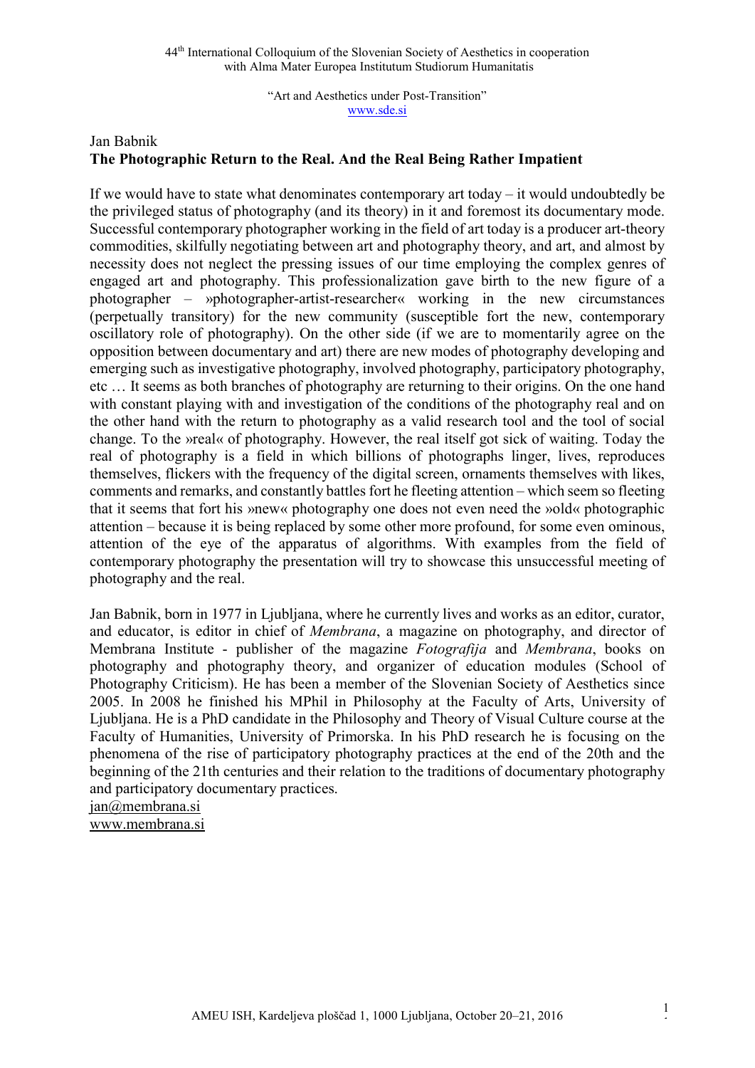## Jan Babnik
### The Photographic Return to the Real. And the Real Being Rather Impatient

If we would have to state what denominates contemporary art today – it would undoubtedly be the privileged status of photography (and its theory) in it and foremost its documentary mode. Successful contemporary photographer working in the field of art today is a producer art-theory commodities, skilfully negotiating between art and photography theory, and art, and almost by necessity does not neglect the pressing issues of our time employing the complex genres of engaged art and photography. This professionalization gave birth to the new figure of a photographer – »photographer-artist-researcher« working in the new circumstances (perpetually transitory) for the new community (susceptible fort the new, contemporary oscillatory role of photography). On the other side (if we are to momentarily agree on the opposition between documentary and art) there are new modes of photography developing and emerging such as investigative photography, involved photography, participatory photography, etc … It seems as both branches of photography are returning to their origins. On the one hand with constant playing with and investigation of the conditions of the photography real and on the other hand with the return to photography as a valid research tool and the tool of social change. To the »real« of photography. However, the real itself got sick of waiting. Today the real of photography is a field in which billions of photographs linger, lives, reproduces themselves, flickers with the frequency of the digital screen, ornaments themselves with likes, comments and remarks, and constantly battles fort he fleeting attention – which seem so fleeting that it seems that fort his »new« photography one does not even need the »old« photographic attention – because it is being replaced by some other more profound, for some even ominous, attention of the eye of the apparatus of algorithms. With examples from the field of contemporary photography the presentation will try to showcase this unsuccessful meeting of photography and the real.

Jan Babnik, born in 1977 in Ljubljana, where he currently lives and works as an editor, curator, and educator, is editor in chief of *Membrana*, a magazine on photography, and director of Membrana Institute - publisher of the magazine *Fotografija* and *Membrana*, books on photography and photography theory, and organizer of education modules (School of Photography Criticism). He has been a member of the Slovenian Society of Aesthetics since 2005. In 2008 he finished his MPhil in Philosophy at the Faculty of Arts, University of Ljubljana. He is a PhD candidate in the Philosophy and Theory of Visual Culture course at the Faculty of Humanities, University of Primorska. In his PhD research he is focusing on the phenomena of the rise of participatory photography practices at the end of the 20th and the beginning of the 21th centuries and their relation to the traditions of documentary photography and participatory documentary practices.
jan@membrana.si
www.membrana.si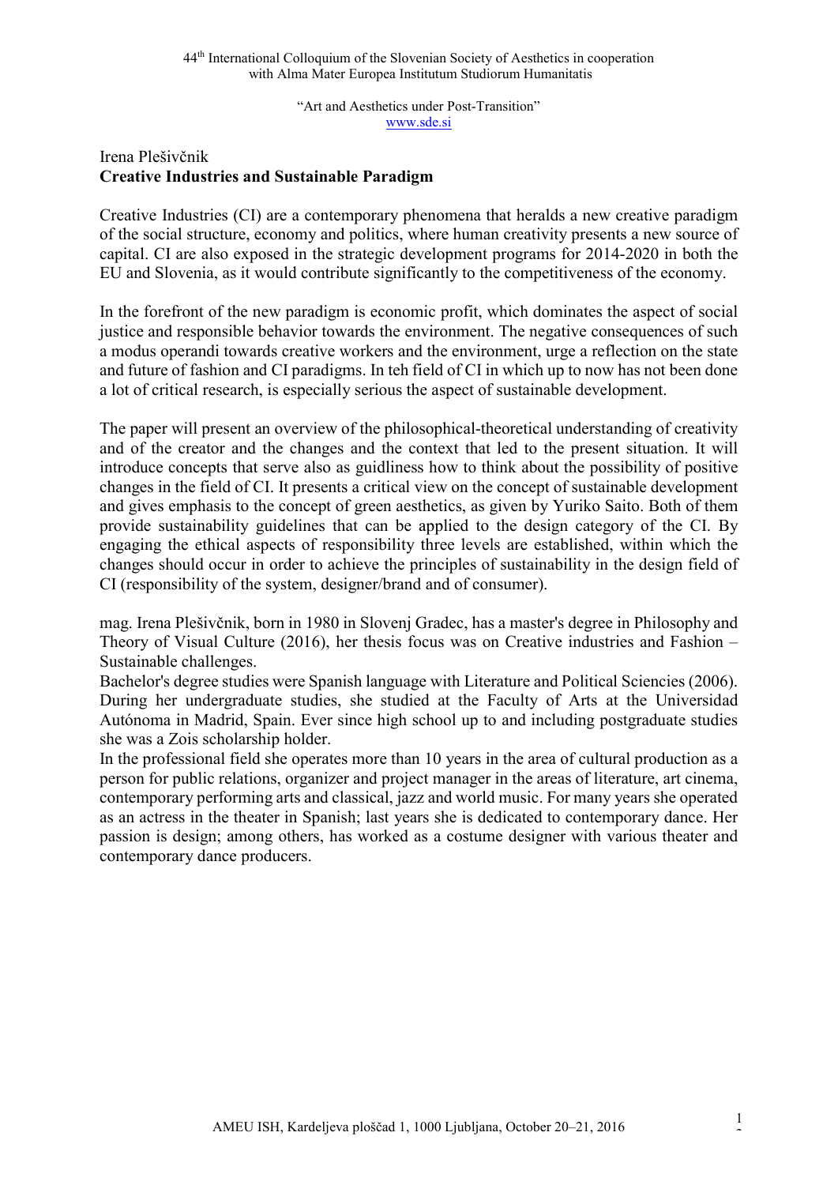Irena Plešivčnik
**Creative Industries and Sustainable Paradigm**

Creative Industries (CI) are a contemporary phenomena that heralds a new creative paradigm of the social structure, economy and politics, where human creativity presents a new source of capital. CI are also exposed in the strategic development programs for 2014-2020 in both the EU and Slovenia, as it would contribute significantly to the competitiveness of the economy.

In the forefront of the new paradigm is economic profit, which dominates the aspect of social justice and responsible behavior towards the environment. The negative consequences of such a modus operandi towards creative workers and the environment, urge a reflection on the state and future of fashion and CI paradigms. In teh field of CI in which up to now has not been done a lot of critical research, is especially serious the aspect of sustainable development.

The paper will present an overview of the philosophical-theoretical understanding of creativity and of the creator and the changes and the context that led to the present situation. It will introduce concepts that serve also as guidliness how to think about the possibility of positive changes in the field of CI. It presents a critical view on the concept of sustainable development and gives emphasis to the concept of green aesthetics, as given by Yuriko Saito. Both of them provide sustainability guidelines that can be applied to the design category of the CI. By engaging the ethical aspects of responsibility three levels are established, within which the changes should occur in order to achieve the principles of sustainability in the design field of CI (responsibility of the system, designer/brand and of consumer).

mag. Irena Plešivčnik, born in 1980 in Slovenj Gradec, has a master's degree in Philosophy and Theory of Visual Culture (2016), her thesis focus was on Creative industries and Fashion – Sustainable challenges.
Bachelor's degree studies were Spanish language with Literature and Political Sciencies (2006). During her undergraduate studies, she studied at the Faculty of Arts at the Universidad Autónoma in Madrid, Spain. Ever since high school up to and including postgraduate studies she was a Zois scholarship holder.
In the professional field she operates more than 10 years in the area of cultural production as a person for public relations, organizer and project manager in the areas of literature, art cinema, contemporary performing arts and classical, jazz and world music. For many years she operated as an actress in the theater in Spanish; last years she is dedicated to contemporary dance. Her passion is design; among others, has worked as a costume designer with various theater and contemporary dance producers.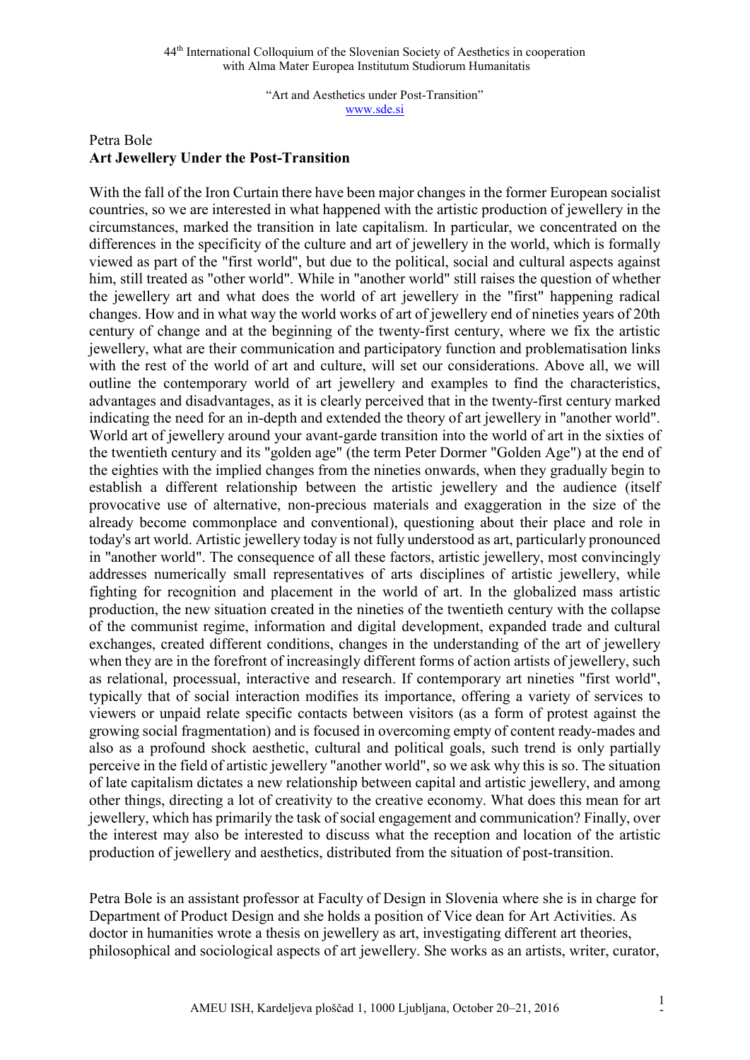Petra Bole
**Art Jewellery Under the Post-Transition**

With the fall of the Iron Curtain there have been major changes in the former European socialist countries, so we are interested in what happened with the artistic production of jewellery in the circumstances, marked the transition in late capitalism. In particular, we concentrated on the differences in the specificity of the culture and art of jewellery in the world, which is formally viewed as part of the "first world", but due to the political, social and cultural aspects against him, still treated as "other world". While in "another world" still raises the question of whether the jewellery art and what does the world of art jewellery in the "first" happening radical changes. How and in what way the world works of art of jewellery end of nineties years of 20th century of change and at the beginning of the twenty-first century, where we fix the artistic jewellery, what are their communication and participatory function and problematisation links with the rest of the world of art and culture, will set our considerations. Above all, we will outline the contemporary world of art jewellery and examples to find the characteristics, advantages and disadvantages, as it is clearly perceived that in the twenty-first century marked indicating the need for an in-depth and extended the theory of art jewellery in "another world". World art of jewellery around your avant-garde transition into the world of art in the sixties of the twentieth century and its "golden age" (the term Peter Dormer "Golden Age") at the end of the eighties with the implied changes from the nineties onwards, when they gradually begin to establish a different relationship between the artistic jewellery and the audience (itself provocative use of alternative, non-precious materials and exaggeration in the size of the already become commonplace and conventional), questioning about their place and role in today's art world. Artistic jewellery today is not fully understood as art, particularly pronounced in "another world". The consequence of all these factors, artistic jewellery, most convincingly addresses numerically small representatives of arts disciplines of artistic jewellery, while fighting for recognition and placement in the world of art. In the globalized mass artistic production, the new situation created in the nineties of the twentieth century with the collapse of the communist regime, information and digital development, expanded trade and cultural exchanges, created different conditions, changes in the understanding of the art of jewellery when they are in the forefront of increasingly different forms of action artists of jewellery, such as relational, processual, interactive and research. If contemporary art nineties "first world", typically that of social interaction modifies its importance, offering a variety of services to viewers or unpaid relate specific contacts between visitors (as a form of protest against the growing social fragmentation) and is focused in overcoming empty of content ready-mades and also as a profound shock aesthetic, cultural and political goals, such trend is only partially perceive in the field of artistic jewellery "another world", so we ask why this is so. The situation of late capitalism dictates a new relationship between capital and artistic jewellery, and among other things, directing a lot of creativity to the creative economy. What does this mean for art jewellery, which has primarily the task of social engagement and communication? Finally, over the interest may also be interested to discuss what the reception and location of the artistic production of jewellery and aesthetics, distributed from the situation of post-transition.

Petra Bole is an assistant professor at Faculty of Design in Slovenia where she is in charge for Department of Product Design and she holds a position of Vice dean for Art Activities. As doctor in humanities wrote a thesis on jewellery as art, investigating different art theories, philosophical and sociological aspects of art jewellery. She works as an artists, writer, curator,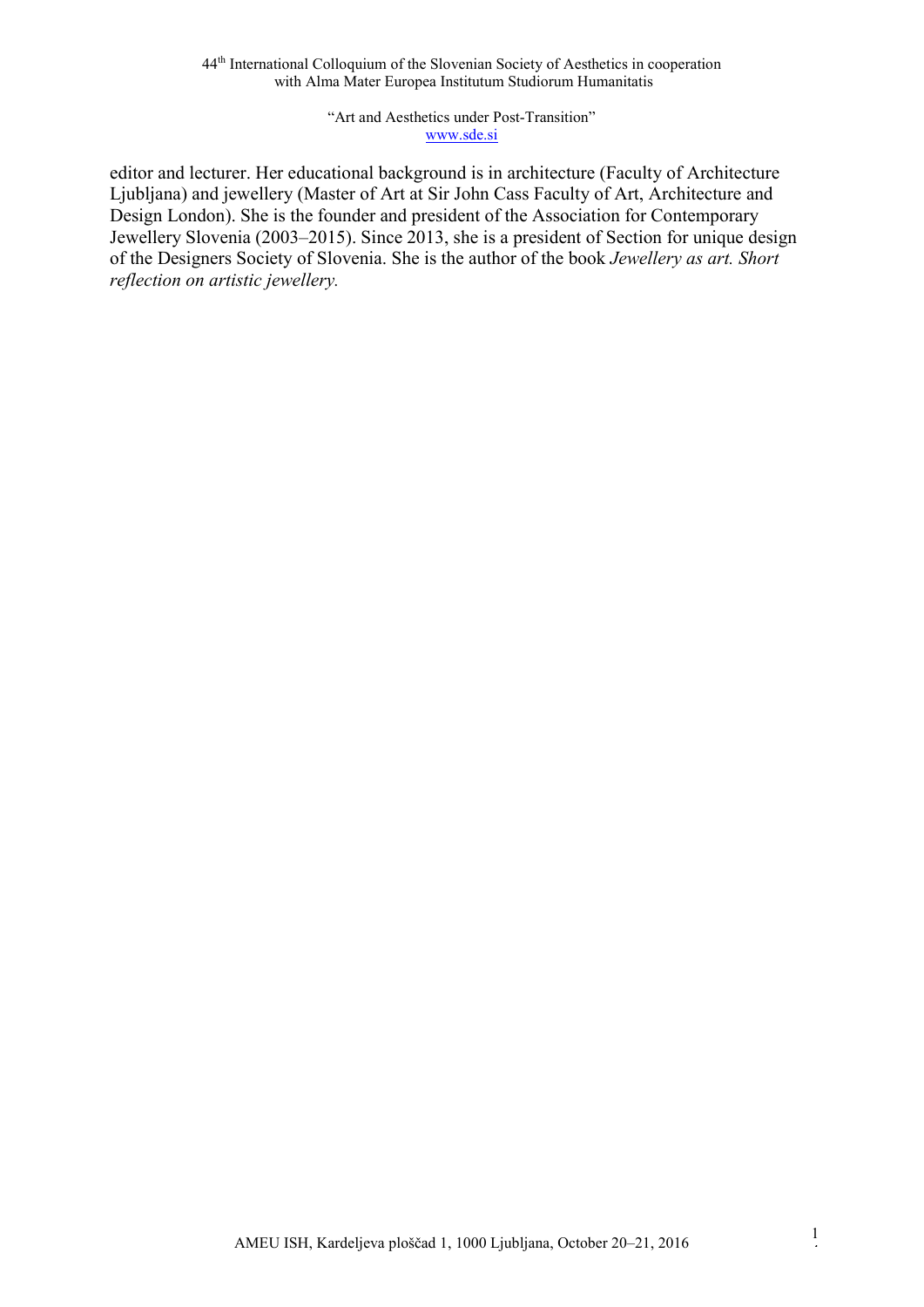editor and lecturer. Her educational background is in architecture (Faculty of Architecture Ljubljana) and jewellery (Master of Art at Sir John Cass Faculty of Art, Architecture and Design London). She is the founder and president of the Association for Contemporary Jewellery Slovenia (2003–2015). Since 2013, she is a president of Section for unique design of the Designers Society of Slovenia. She is the author of the book *Jewellery as art. Short reflection on artistic jewellery.*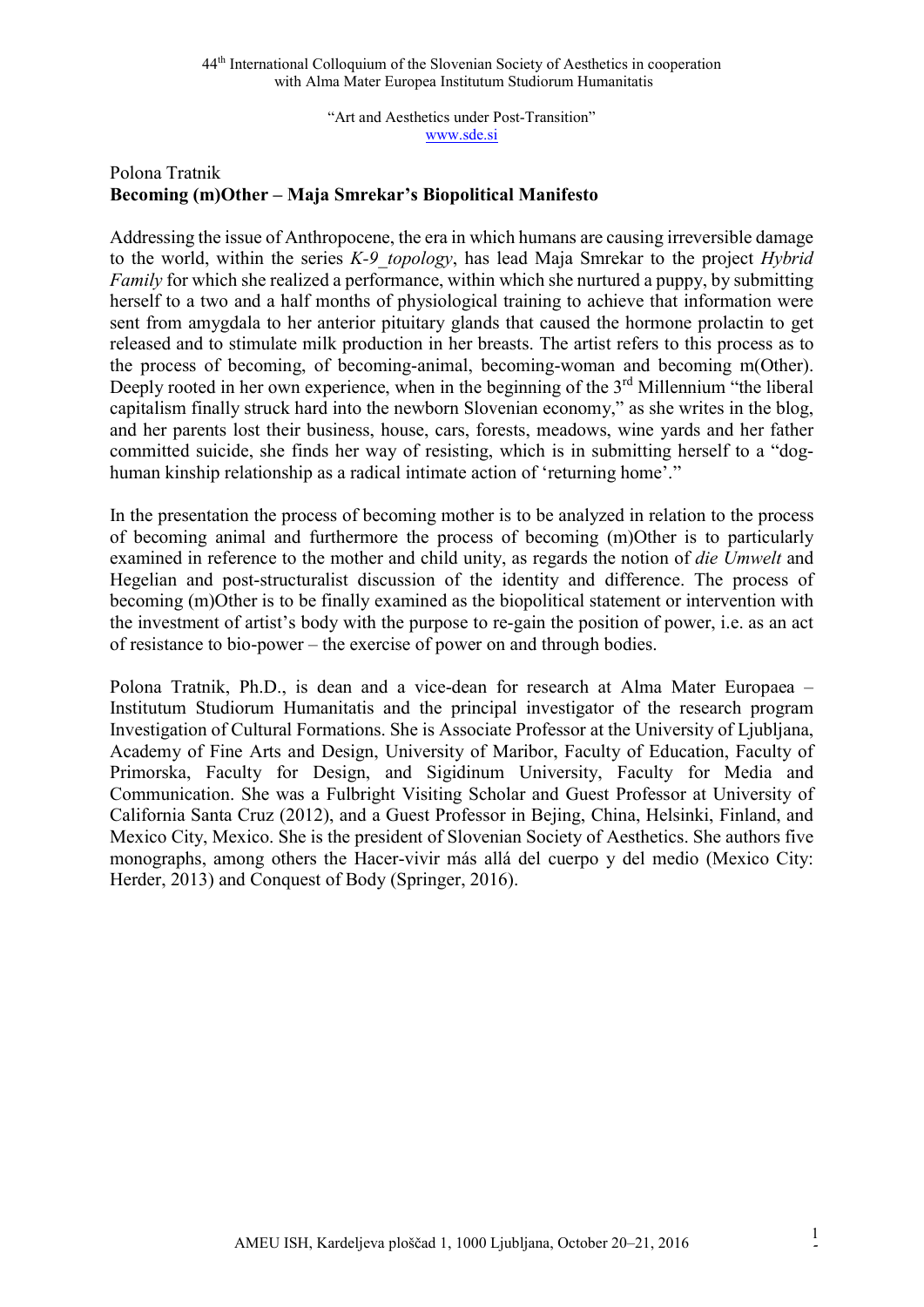Polona Tratnik

**Becoming (m)Other – Maja Smrekar's Biopolitical Manifesto**

Addressing the issue of Anthropocene, the era in which humans are causing irreversible damage to the world, within the series *K-9_topology*, has lead Maja Smrekar to the project *Hybrid Family* for which she realized a performance, within which she nurtured a puppy, by submitting herself to a two and a half months of physiological training to achieve that information were sent from amygdala to her anterior pituitary glands that caused the hormone prolactin to get released and to stimulate milk production in her breasts. The artist refers to this process as to the process of becoming, of becoming-animal, becoming-woman and becoming m(Other). Deeply rooted in her own experience, when in the beginning of the 3rd Millennium "the liberal capitalism finally struck hard into the newborn Slovenian economy," as she writes in the blog, and her parents lost their business, house, cars, forests, meadows, wine yards and her father committed suicide, she finds her way of resisting, which is in submitting herself to a "dog-human kinship relationship as a radical intimate action of 'returning home'."

In the presentation the process of becoming mother is to be analyzed in relation to the process of becoming animal and furthermore the process of becoming (m)Other is to particularly examined in reference to the mother and child unity, as regards the notion of *die Umwelt* and Hegelian and post-structuralist discussion of the identity and difference. The process of becoming (m)Other is to be finally examined as the biopolitical statement or intervention with the investment of artist's body with the purpose to re-gain the position of power, i.e. as an act of resistance to bio-power – the exercise of power on and through bodies.

Polona Tratnik, Ph.D., is dean and a vice-dean for research at Alma Mater Europaea – Institutum Studiorum Humanitatis and the principal investigator of the research program Investigation of Cultural Formations. She is Associate Professor at the University of Ljubljana, Academy of Fine Arts and Design, University of Maribor, Faculty of Education, Faculty of Primorska, Faculty for Design, and Sigidinum University, Faculty for Media and Communication. She was a Fulbright Visiting Scholar and Guest Professor at University of California Santa Cruz (2012), and a Guest Professor in Bejing, China, Helsinki, Finland, and Mexico City, Mexico. She is the president of Slovenian Society of Aesthetics. She authors five monographs, among others the Hacer-vivir más allá del cuerpo y del medio (Mexico City: Herder, 2013) and Conquest of Body (Springer, 2016).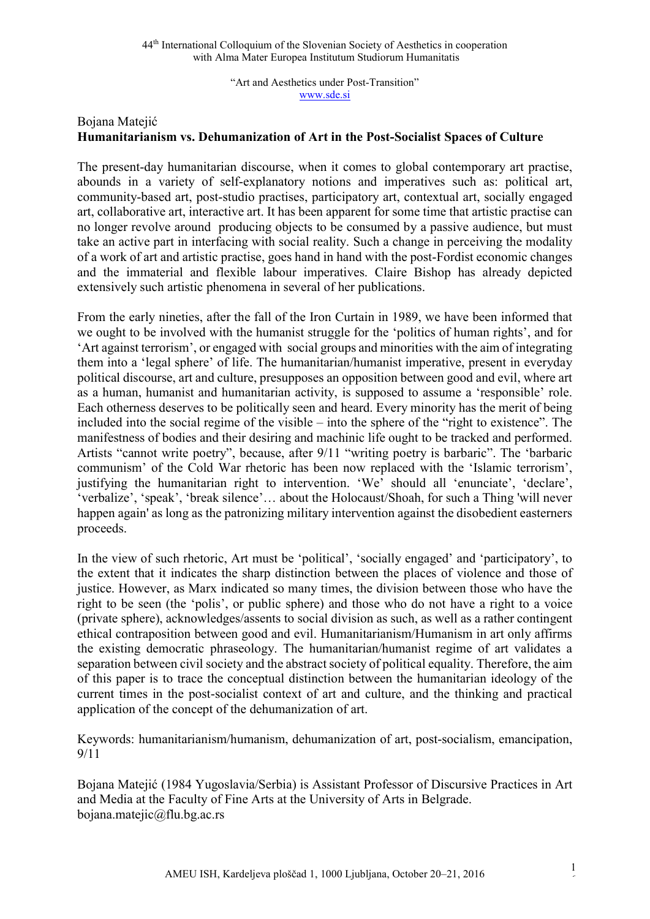Bojana Matejić

**Humanitarianism vs. Dehumanization of Art in the Post-Socialist Spaces of Culture**

The present-day humanitarian discourse, when it comes to global contemporary art practise, abounds in a variety of self-explanatory notions and imperatives such as: political art, community-based art, post-studio practises, participatory art, contextual art, socially engaged art, collaborative art, interactive art. It has been apparent for some time that artistic practise can no longer revolve around producing objects to be consumed by a passive audience, but must take an active part in interfacing with social reality. Such a change in perceiving the modality of a work of art and artistic practise, goes hand in hand with the post-Fordist economic changes and the immaterial and flexible labour imperatives. Claire Bishop has already depicted extensively such artistic phenomena in several of her publications.

From the early nineties, after the fall of the Iron Curtain in 1989, we have been informed that we ought to be involved with the humanist struggle for the 'politics of human rights', and for 'Art against terrorism', or engaged with social groups and minorities with the aim of integrating them into a 'legal sphere' of life. The humanitarian/humanist imperative, present in everyday political discourse, art and culture, presupposes an opposition between good and evil, where art as a human, humanist and humanitarian activity, is supposed to assume a 'responsible' role. Each otherness deserves to be politically seen and heard. Every minority has the merit of being included into the social regime of the visible – into the sphere of the "right to existence". The manifestness of bodies and their desiring and machinic life ought to be tracked and performed. Artists "cannot write poetry", because, after 9/11 "writing poetry is barbaric". The 'barbaric communism' of the Cold War rhetoric has been now replaced with the 'Islamic terrorism', justifying the humanitarian right to intervention. 'We' should all 'enunciate', 'declare', 'verbalize', 'speak', 'break silence'… about the Holocaust/Shoah, for such a Thing 'will never happen again' as long as the patronizing military intervention against the disobedient easterners proceeds.

In the view of such rhetoric, Art must be 'political', 'socially engaged' and 'participatory', to the extent that it indicates the sharp distinction between the places of violence and those of justice. However, as Marx indicated so many times, the division between those who have the right to be seen (the 'polis', or public sphere) and those who do not have a right to a voice (private sphere), acknowledges/assents to social division as such, as well as a rather contingent ethical contraposition between good and evil. Humanitarianism/Humanism in art only affirms the existing democratic phraseology. The humanitarian/humanist regime of art validates a separation between civil society and the abstract society of political equality. Therefore, the aim of this paper is to trace the conceptual distinction between the humanitarian ideology of the current times in the post-socialist context of art and culture, and the thinking and practical application of the concept of the dehumanization of art.

Keywords: humanitarianism/humanism, dehumanization of art, post-socialism, emancipation, 9/11

Bojana Matejić (1984 Yugoslavia/Serbia) is Assistant Professor of Discursive Practices in Art and Media at the Faculty of Fine Arts at the University of Arts in Belgrade.
bojana.matejic@flu.bg.ac.rs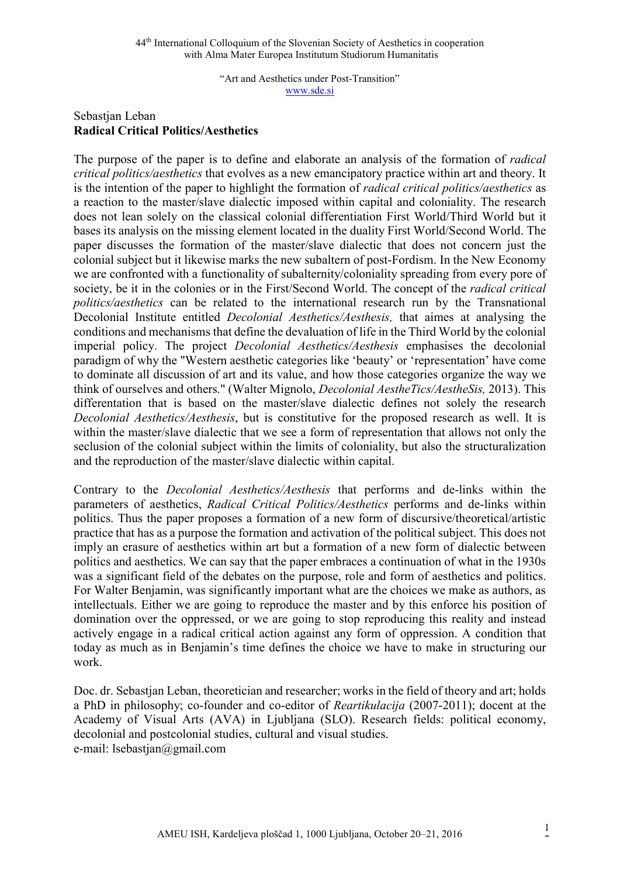Sebastjan Leban
**Radical Critical Politics/Aesthetics**

The purpose of the paper is to define and elaborate an analysis of the formation of *radical critical politics/aesthetics* that evolves as a new emancipatory practice within art and theory. It is the intention of the paper to highlight the formation of *radical critical politics/aesthetics* as a reaction to the master/slave dialectic imposed within capital and coloniality. The research does not lean solely on the classical colonial differentiation First World/Third World but it bases its analysis on the missing element located in the duality First World/Second World. The paper discusses the formation of the master/slave dialectic that does not concern just the colonial subject but it likewise marks the new subaltern of post-Fordism. In the New Economy we are confronted with a functionality of subalternity/coloniality spreading from every pore of society, be it in the colonies or in the First/Second World. The concept of the *radical critical politics/aesthetics* can be related to the international research run by the Transnational Decolonial Institute entitled *Decolonial Aesthetics/Aesthesis,* that aimes at analysing the conditions and mechanisms that define the devaluation of life in the Third World by the colonial imperial policy. The project *Decolonial Aesthetics/Aesthesis* emphasises the decolonial paradigm of why the "Western aesthetic categories like 'beauty' or 'representation' have come to dominate all discussion of art and its value, and how those categories organize the way we think of ourselves and others." (Walter Mignolo, *Decolonial AestheTics/AestheSis,* 2013). This differentation that is based on the master/slave dialectic defines not solely the research *Decolonial Aesthetics/Aesthesis*, but is constitutive for the proposed research as well. It is within the master/slave dialectic that we see a form of representation that allows not only the seclusion of the colonial subject within the limits of coloniality, but also the structuralization and the reproduction of the master/slave dialectic within capital.

Contrary to the *Decolonial Aesthetics/Aesthesis* that performs and de-links within the parameters of aesthetics, *Radical Critical Politics/Aesthetics* performs and de-links within politics. Thus the paper proposes a formation of a new form of discursive/theoretical/artistic practice that has as a purpose the formation and activation of the political subject. This does not imply an erasure of aesthetics within art but a formation of a new form of dialectic between politics and aesthetics. We can say that the paper embraces a continuation of what in the 1930s was a significant field of the debates on the purpose, role and form of aesthetics and politics. For Walter Benjamin, was significantly important what are the choices we make as authors, as intellectuals. Either we are going to reproduce the master and by this enforce his position of domination over the oppressed, or we are going to stop reproducing this reality and instead actively engage in a radical critical action against any form of oppression. A condition that today as much as in Benjamin's time defines the choice we have to make in structuring our work.

Doc. dr. Sebastjan Leban, theoretician and researcher; works in the field of theory and art; holds a PhD in philosophy; co-founder and co-editor of *Reartikulacija* (2007-2011); docent at the Academy of Visual Arts (AVA) in Ljubljana (SLO). Research fields: political economy, decolonial and postcolonial studies, cultural and visual studies.
e-mail: lsebastjan@gmail.com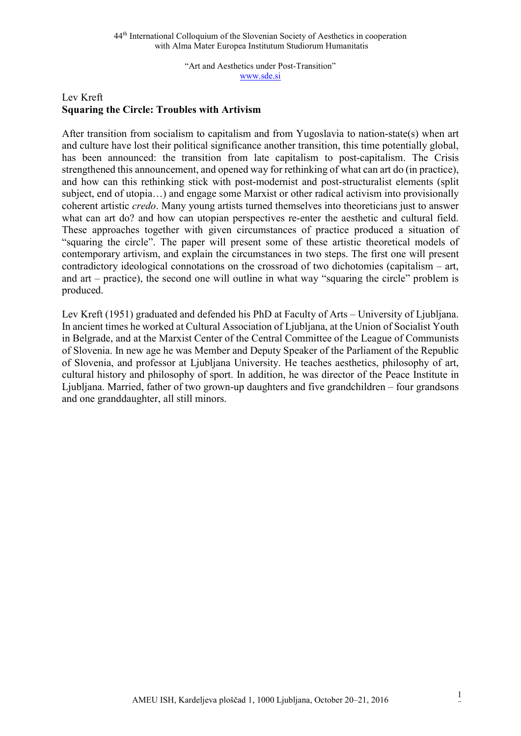Lev Kreft
**Squaring the Circle: Troubles with Artivism**

After transition from socialism to capitalism and from Yugoslavia to nation-state(s) when art and culture have lost their political significance another transition, this time potentially global, has been announced: the transition from late capitalism to post-capitalism. The Crisis strengthened this announcement, and opened way for rethinking of what can art do (in practice), and how can this rethinking stick with post-modernist and post-structuralist elements (split subject, end of utopia…) and engage some Marxist or other radical activism into provisionally coherent artistic *credo*. Many young artists turned themselves into theoreticians just to answer what can art do? and how can utopian perspectives re-enter the aesthetic and cultural field. These approaches together with given circumstances of practice produced a situation of "squaring the circle". The paper will present some of these artistic theoretical models of contemporary artivism, and explain the circumstances in two steps. The first one will present contradictory ideological connotations on the crossroad of two dichotomies (capitalism – art, and art – practice), the second one will outline in what way "squaring the circle" problem is produced.

Lev Kreft (1951) graduated and defended his PhD at Faculty of Arts – University of Ljubljana. In ancient times he worked at Cultural Association of Ljubljana, at the Union of Socialist Youth in Belgrade, and at the Marxist Center of the Central Committee of the League of Communists of Slovenia. In new age he was Member and Deputy Speaker of the Parliament of the Republic of Slovenia, and professor at Ljubljana University. He teaches aesthetics, philosophy of art, cultural history and philosophy of sport. In addition, he was director of the Peace Institute in Ljubljana. Married, father of two grown-up daughters and five grandchildren – four grandsons and one granddaughter, all still minors.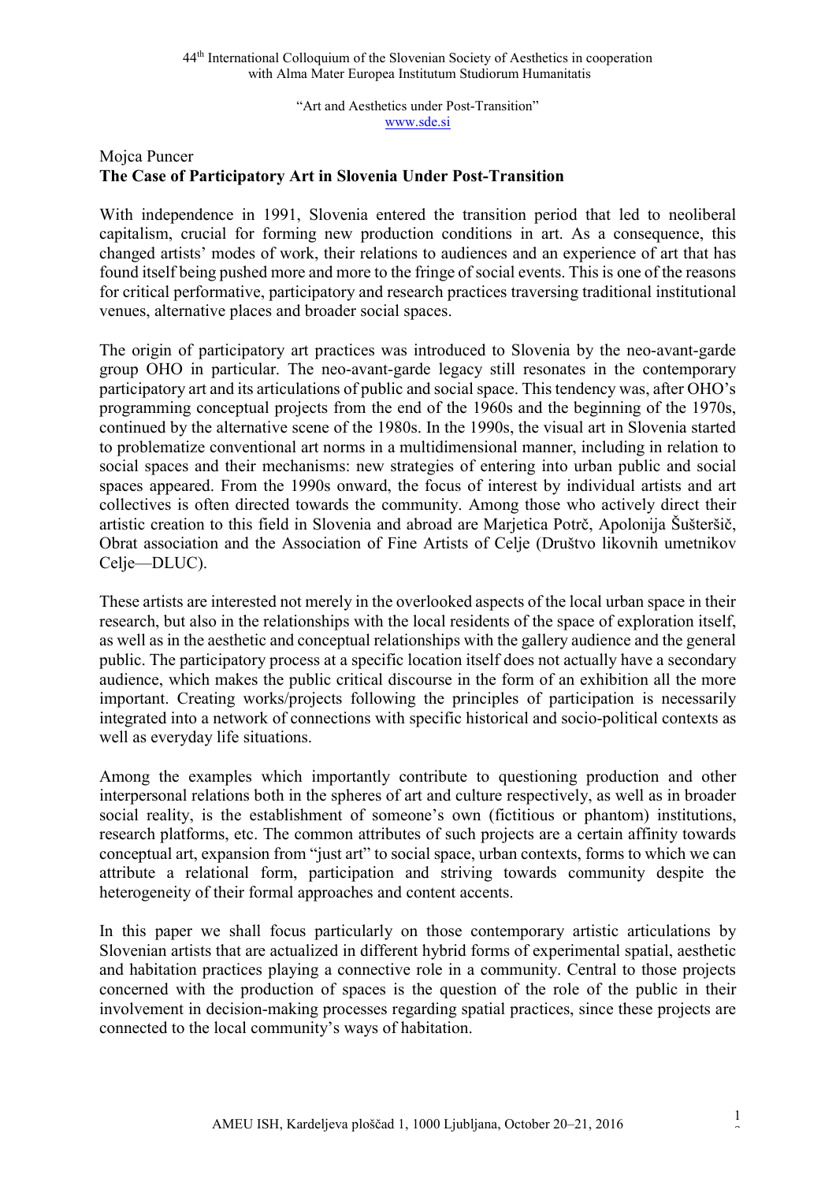Mojca Puncer

**The Case of Participatory Art in Slovenia Under Post-Transition**

With independence in 1991, Slovenia entered the transition period that led to neoliberal capitalism, crucial for forming new production conditions in art. As a consequence, this changed artists' modes of work, their relations to audiences and an experience of art that has found itself being pushed more and more to the fringe of social events. This is one of the reasons for critical performative, participatory and research practices traversing traditional institutional venues, alternative places and broader social spaces.

The origin of participatory art practices was introduced to Slovenia by the neo-avant-garde group OHO in particular. The neo-avant-garde legacy still resonates in the contemporary participatory art and its articulations of public and social space. This tendency was, after OHO's programming conceptual projects from the end of the 1960s and the beginning of the 1970s, continued by the alternative scene of the 1980s. In the 1990s, the visual art in Slovenia started to problematize conventional art norms in a multidimensional manner, including in relation to social spaces and their mechanisms: new strategies of entering into urban public and social spaces appeared. From the 1990s onward, the focus of interest by individual artists and art collectives is often directed towards the community. Among those who actively direct their artistic creation to this field in Slovenia and abroad are Marjetica Potrč, Apolonija Šušteršič, Obrat association and the Association of Fine Artists of Celje (Društvo likovnih umetnikov Celje—DLUC).

These artists are interested not merely in the overlooked aspects of the local urban space in their research, but also in the relationships with the local residents of the space of exploration itself, as well as in the aesthetic and conceptual relationships with the gallery audience and the general public. The participatory process at a specific location itself does not actually have a secondary audience, which makes the public critical discourse in the form of an exhibition all the more important. Creating works/projects following the principles of participation is necessarily integrated into a network of connections with specific historical and socio-political contexts as well as everyday life situations.

Among the examples which importantly contribute to questioning production and other interpersonal relations both in the spheres of art and culture respectively, as well as in broader social reality, is the establishment of someone's own (fictitious or phantom) institutions, research platforms, etc. The common attributes of such projects are a certain affinity towards conceptual art, expansion from "just art" to social space, urban contexts, forms to which we can attribute a relational form, participation and striving towards community despite the heterogeneity of their formal approaches and content accents.

In this paper we shall focus particularly on those contemporary artistic articulations by Slovenian artists that are actualized in different hybrid forms of experimental spatial, aesthetic and habitation practices playing a connective role in a community. Central to those projects concerned with the production of spaces is the question of the role of the public in their involvement in decision-making processes regarding spatial practices, since these projects are connected to the local community's ways of habitation.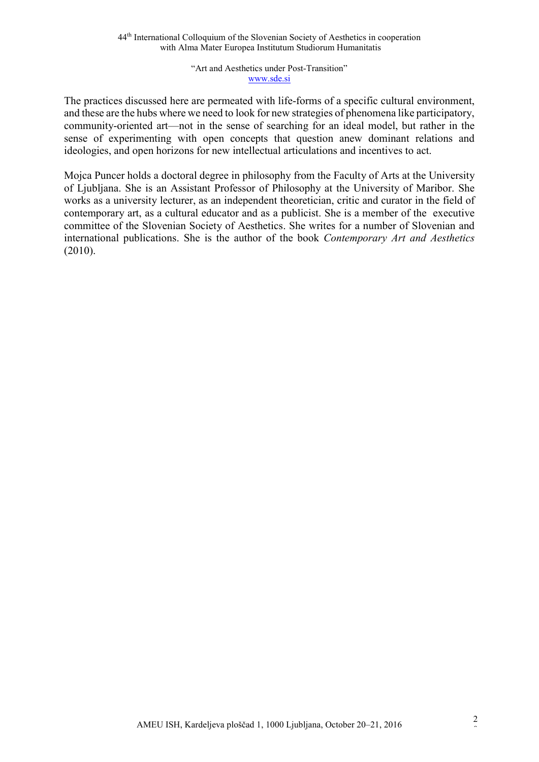The practices discussed here are permeated with life-forms of a specific cultural environment, and these are the hubs where we need to look for new strategies of phenomena like participatory, community-oriented art—not in the sense of searching for an ideal model, but rather in the sense of experimenting with open concepts that question anew dominant relations and ideologies, and open horizons for new intellectual articulations and incentives to act.

Mojca Puncer holds a doctoral degree in philosophy from the Faculty of Arts at the University of Ljubljana. She is an Assistant Professor of Philosophy at the University of Maribor. She works as a university lecturer, as an independent theoretician, critic and curator in the field of contemporary art, as a cultural educator and as a publicist. She is a member of the executive committee of the Slovenian Society of Aesthetics. She writes for a number of Slovenian and international publications. She is the author of the book *Contemporary Art and Aesthetics* (2010).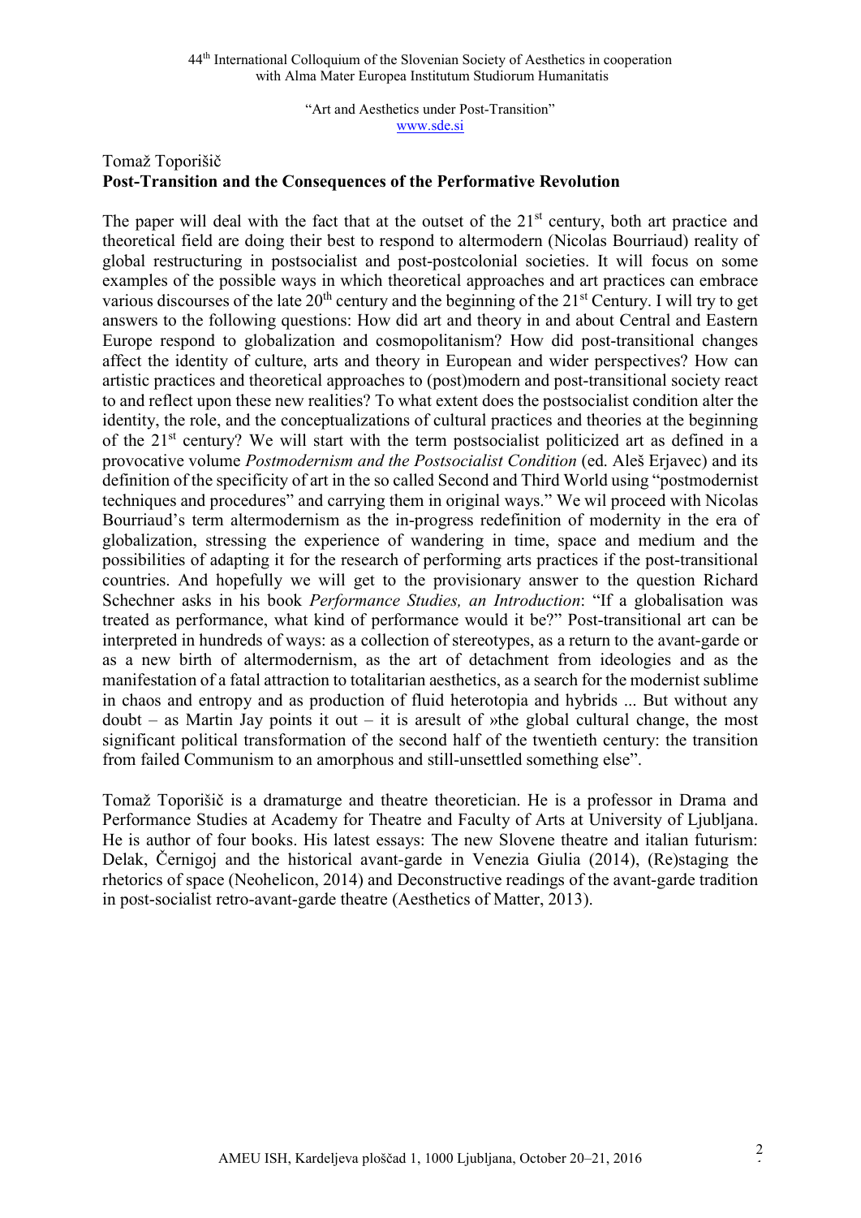Tomaž Toporišič

**Post-Transition and the Consequences of the Performative Revolution**

The paper will deal with the fact that at the outset of the 21st century, both art practice and theoretical field are doing their best to respond to altermodern (Nicolas Bourriaud) reality of global restructuring in postsocialist and post-postcolonial societies. It will focus on some examples of the possible ways in which theoretical approaches and art practices can embrace various discourses of the late 20th century and the beginning of the 21st Century. I will try to get answers to the following questions: How did art and theory in and about Central and Eastern Europe respond to globalization and cosmopolitanism? How did post-transitional changes affect the identity of culture, arts and theory in European and wider perspectives? How can artistic practices and theoretical approaches to (post)modern and post-transitional society react to and reflect upon these new realities? To what extent does the postsocialist condition alter the identity, the role, and the conceptualizations of cultural practices and theories at the beginning of the 21st century? We will start with the term postsocialist politicized art as defined in a provocative volume *Postmodernism and the Postsocialist Condition* (ed. Aleš Erjavec) and its definition of the specificity of art in the so called Second and Third World using "postmodernist techniques and procedures" and carrying them in original ways." We wil proceed with Nicolas Bourriaud's term altermodernism as the in-progress redefinition of modernity in the era of globalization, stressing the experience of wandering in time, space and medium and the possibilities of adapting it for the research of performing arts practices if the post-transitional countries. And hopefully we will get to the provisionary answer to the question Richard Schechner asks in his book *Performance Studies, an Introduction*: "If a globalisation was treated as performance, what kind of performance would it be?" Post-transitional art can be interpreted in hundreds of ways: as a collection of stereotypes, as a return to the avant-garde or as a new birth of altermodernism, as the art of detachment from ideologies and as the manifestation of a fatal attraction to totalitarian aesthetics, as a search for the modernist sublime in chaos and entropy and as production of fluid heterotopia and hybrids ... But without any doubt – as Martin Jay points it out – it is aresult of »the global cultural change, the most significant political transformation of the second half of the twentieth century: the transition from failed Communism to an amorphous and still-unsettled something else".

Tomaž Toporišič is a dramaturge and theatre theoretician. He is a professor in Drama and Performance Studies at Academy for Theatre and Faculty of Arts at University of Ljubljana. He is author of four books. His latest essays: The new Slovene theatre and italian futurism: Delak, Černigoj and the historical avant-garde in Venezia Giulia (2014), (Re)staging the rhetorics of space (Neohelicon, 2014) and Deconstructive readings of the avant-garde tradition in post-socialist retro-avant-garde theatre (Aesthetics of Matter, 2013).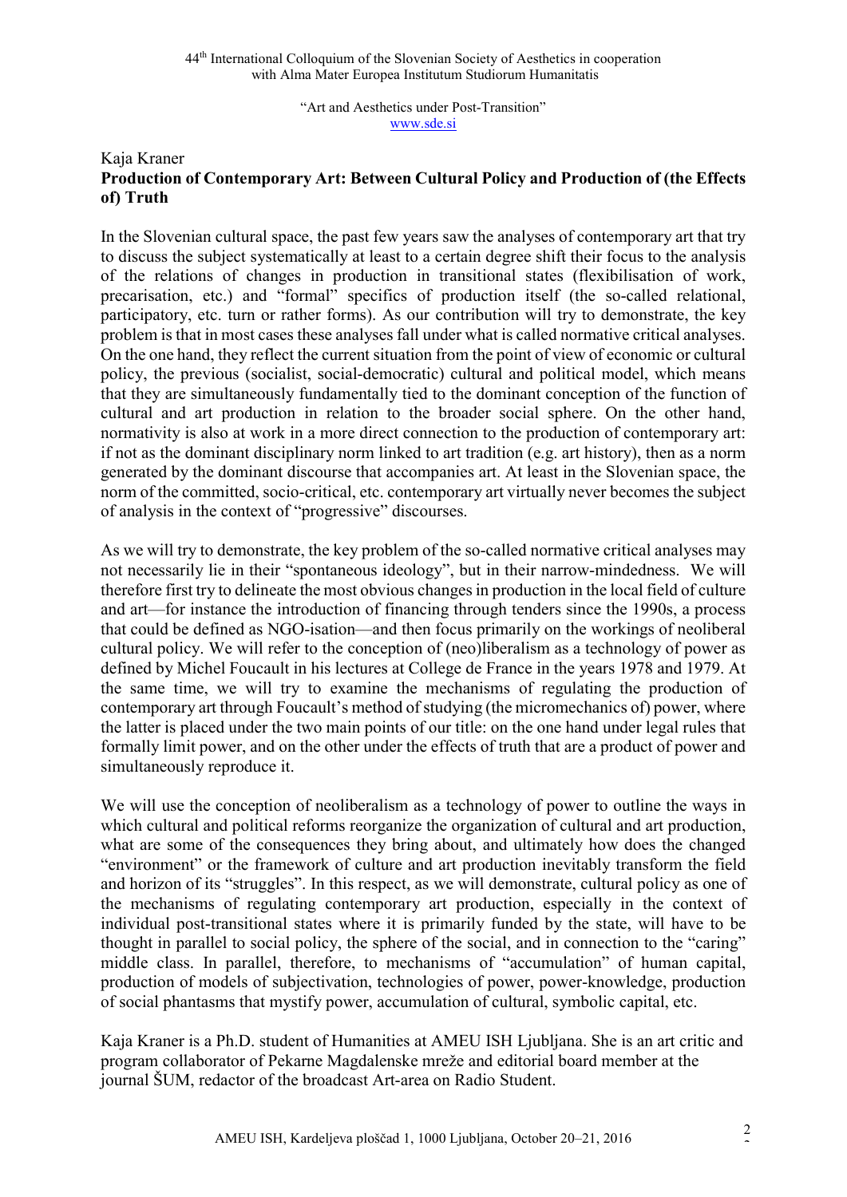Kaja Kraner

## Production of Contemporary Art: Between Cultural Policy and Production of (the Effects of) Truth

In the Slovenian cultural space, the past few years saw the analyses of contemporary art that try to discuss the subject systematically at least to a certain degree shift their focus to the analysis of the relations of changes in production in transitional states (flexibilisation of work, precarisation, etc.) and "formal" specifics of production itself (the so-called relational, participatory, etc. turn or rather forms). As our contribution will try to demonstrate, the key problem is that in most cases these analyses fall under what is called normative critical analyses. On the one hand, they reflect the current situation from the point of view of economic or cultural policy, the previous (socialist, social-democratic) cultural and political model, which means that they are simultaneously fundamentally tied to the dominant conception of the function of cultural and art production in relation to the broader social sphere. On the other hand, normativity is also at work in a more direct connection to the production of contemporary art: if not as the dominant disciplinary norm linked to art tradition (e.g. art history), then as a norm generated by the dominant discourse that accompanies art. At least in the Slovenian space, the norm of the committed, socio-critical, etc. contemporary art virtually never becomes the subject of analysis in the context of "progressive" discourses.

As we will try to demonstrate, the key problem of the so-called normative critical analyses may not necessarily lie in their "spontaneous ideology", but in their narrow-mindedness. We will therefore first try to delineate the most obvious changes in production in the local field of culture and art—for instance the introduction of financing through tenders since the 1990s, a process that could be defined as NGO-isation—and then focus primarily on the workings of neoliberal cultural policy. We will refer to the conception of (neo)liberalism as a technology of power as defined by Michel Foucault in his lectures at College de France in the years 1978 and 1979. At the same time, we will try to examine the mechanisms of regulating the production of contemporary art through Foucault's method of studying (the micromechanics of) power, where the latter is placed under the two main points of our title: on the one hand under legal rules that formally limit power, and on the other under the effects of truth that are a product of power and simultaneously reproduce it.

We will use the conception of neoliberalism as a technology of power to outline the ways in which cultural and political reforms reorganize the organization of cultural and art production, what are some of the consequences they bring about, and ultimately how does the changed "environment" or the framework of culture and art production inevitably transform the field and horizon of its "struggles". In this respect, as we will demonstrate, cultural policy as one of the mechanisms of regulating contemporary art production, especially in the context of individual post-transitional states where it is primarily funded by the state, will have to be thought in parallel to social policy, the sphere of the social, and in connection to the "caring" middle class. In parallel, therefore, to mechanisms of "accumulation" of human capital, production of models of subjectivation, technologies of power, power-knowledge, production of social phantasms that mystify power, accumulation of cultural, symbolic capital, etc.

Kaja Kraner is a Ph.D. student of Humanities at AMEU ISH Ljubljana. She is an art critic and program collaborator of Pekarne Magdalenske mreže and editorial board member at the journal ŠUM, redactor of the broadcast Art-area on Radio Student.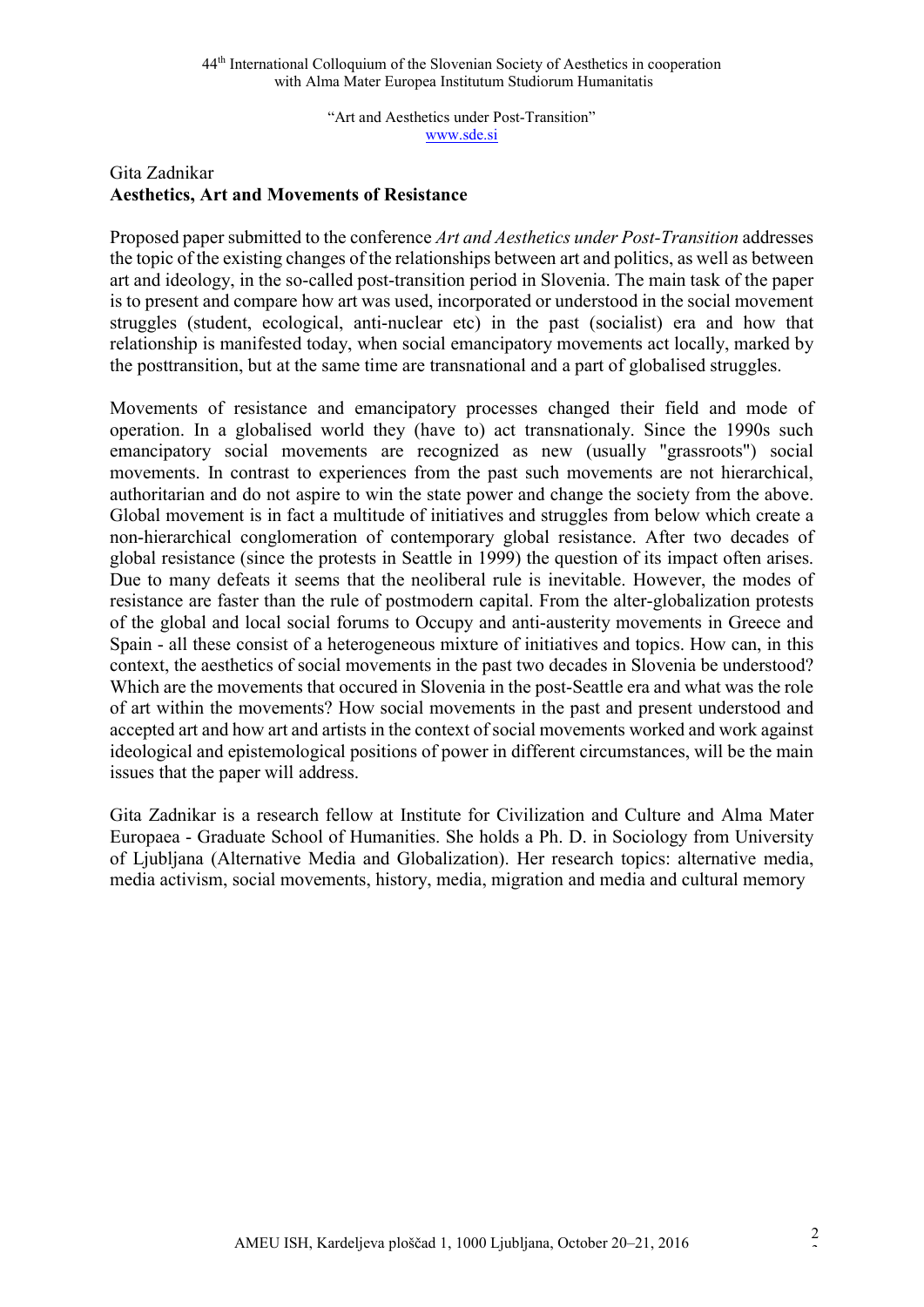## Gita Zadnikar
### Aesthetics, Art and Movements of Resistance

Proposed paper submitted to the conference *Art and Aesthetics under Post-Transition* addresses the topic of the existing changes of the relationships between art and politics, as well as between art and ideology, in the so-called post-transition period in Slovenia. The main task of the paper is to present and compare how art was used, incorporated or understood in the social movement struggles (student, ecological, anti-nuclear etc) in the past (socialist) era and how that relationship is manifested today, when social emancipatory movements act locally, marked by the posttransition, but at the same time are transnational and a part of globalised struggles.

Movements of resistance and emancipatory processes changed their field and mode of operation. In a globalised world they (have to) act transnationaly. Since the 1990s such emancipatory social movements are recognized as new (usually "grassroots") social movements. In contrast to experiences from the past such movements are not hierarchical, authoritarian and do not aspire to win the state power and change the society from the above. Global movement is in fact a multitude of initiatives and struggles from below which create a non-hierarchical conglomeration of contemporary global resistance. After two decades of global resistance (since the protests in Seattle in 1999) the question of its impact often arises. Due to many defeats it seems that the neoliberal rule is inevitable. However, the modes of resistance are faster than the rule of postmodern capital. From the alter-globalization protests of the global and local social forums to Occupy and anti-austerity movements in Greece and Spain - all these consist of a heterogeneous mixture of initiatives and topics. How can, in this context, the aesthetics of social movements in the past two decades in Slovenia be understood? Which are the movements that occured in Slovenia in the post-Seattle era and what was the role of art within the movements? How social movements in the past and present understood and accepted art and how art and artists in the context of social movements worked and work against ideological and epistemological positions of power in different circumstances, will be the main issues that the paper will address.

Gita Zadnikar is a research fellow at Institute for Civilization and Culture and Alma Mater Europaea - Graduate School of Humanities. She holds a Ph. D. in Sociology from University of Ljubljana (Alternative Media and Globalization). Her research topics: alternative media, media activism, social movements, history, media, migration and media and cultural memory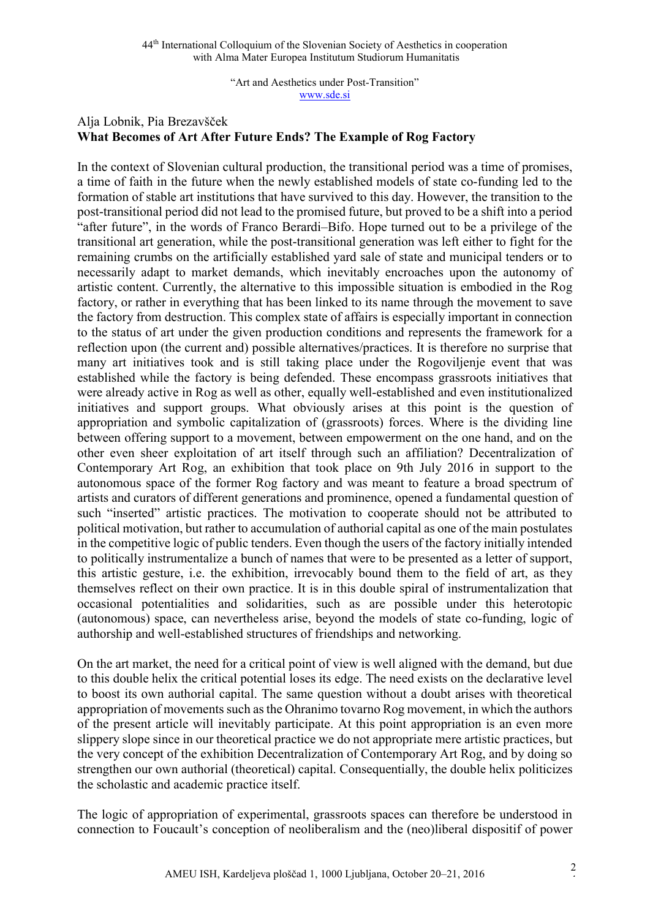Alja Lobnik, Pia Brezavšček

## What Becomes of Art After Future Ends? The Example of Rog Factory

In the context of Slovenian cultural production, the transitional period was a time of promises, a time of faith in the future when the newly established models of state co-funding led to the formation of stable art institutions that have survived to this day. However, the transition to the post-transitional period did not lead to the promised future, but proved to be a shift into a period "after future", in the words of Franco Berardi–Bifo. Hope turned out to be a privilege of the transitional art generation, while the post-transitional generation was left either to fight for the remaining crumbs on the artificially established yard sale of state and municipal tenders or to necessarily adapt to market demands, which inevitably encroaches upon the autonomy of artistic content. Currently, the alternative to this impossible situation is embodied in the Rog factory, or rather in everything that has been linked to its name through the movement to save the factory from destruction. This complex state of affairs is especially important in connection to the status of art under the given production conditions and represents the framework for a reflection upon (the current and) possible alternatives/practices. It is therefore no surprise that many art initiatives took and is still taking place under the Rogoviljenje event that was established while the factory is being defended. These encompass grassroots initiatives that were already active in Rog as well as other, equally well-established and even institutionalized initiatives and support groups. What obviously arises at this point is the question of appropriation and symbolic capitalization of (grassroots) forces. Where is the dividing line between offering support to a movement, between empowerment on the one hand, and on the other even sheer exploitation of art itself through such an affiliation? Decentralization of Contemporary Art Rog, an exhibition that took place on 9th July 2016 in support to the autonomous space of the former Rog factory and was meant to feature a broad spectrum of artists and curators of different generations and prominence, opened a fundamental question of such "inserted" artistic practices. The motivation to cooperate should not be attributed to political motivation, but rather to accumulation of authorial capital as one of the main postulates in the competitive logic of public tenders. Even though the users of the factory initially intended to politically instrumentalize a bunch of names that were to be presented as a letter of support, this artistic gesture, i.e. the exhibition, irrevocably bound them to the field of art, as they themselves reflect on their own practice. It is in this double spiral of instrumentalization that occasional potentialities and solidarities, such as are possible under this heterotopic (autonomous) space, can nevertheless arise, beyond the models of state co-funding, logic of authorship and well-established structures of friendships and networking.

On the art market, the need for a critical point of view is well aligned with the demand, but due to this double helix the critical potential loses its edge. The need exists on the declarative level to boost its own authorial capital. The same question without a doubt arises with theoretical appropriation of movements such as the Ohranimo tovarno Rog movement, in which the authors of the present article will inevitably participate. At this point appropriation is an even more slippery slope since in our theoretical practice we do not appropriate mere artistic practices, but the very concept of the exhibition Decentralization of Contemporary Art Rog, and by doing so strengthen our own authorial (theoretical) capital. Consequentially, the double helix politicizes the scholastic and academic practice itself.

The logic of appropriation of experimental, grassroots spaces can therefore be understood in connection to Foucault's conception of neoliberalism and the (neo)liberal dispositif of power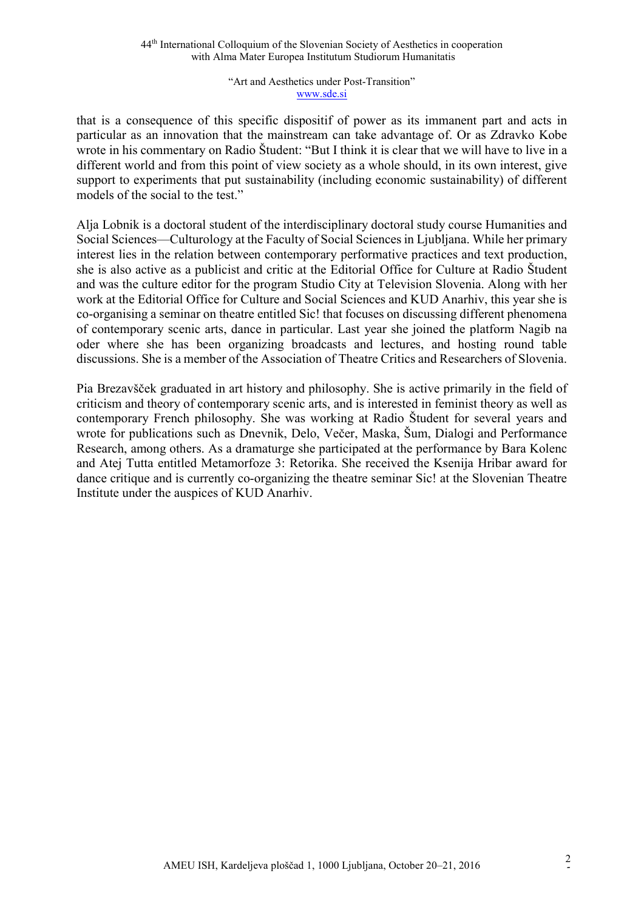that is a consequence of this specific dispositif of power as its immanent part and acts in particular as an innovation that the mainstream can take advantage of. Or as Zdravko Kobe wrote in his commentary on Radio Študent: "But I think it is clear that we will have to live in a different world and from this point of view society as a whole should, in its own interest, give support to experiments that put sustainability (including economic sustainability) of different models of the social to the test."

Alja Lobnik is a doctoral student of the interdisciplinary doctoral study course Humanities and Social Sciences—Culturology at the Faculty of Social Sciences in Ljubljana. While her primary interest lies in the relation between contemporary performative practices and text production, she is also active as a publicist and critic at the Editorial Office for Culture at Radio Študent and was the culture editor for the program Studio City at Television Slovenia. Along with her work at the Editorial Office for Culture and Social Sciences and KUD Anarhiv, this year she is co-organising a seminar on theatre entitled Sic! that focuses on discussing different phenomena of contemporary scenic arts, dance in particular. Last year she joined the platform Nagib na oder where she has been organizing broadcasts and lectures, and hosting round table discussions. She is a member of the Association of Theatre Critics and Researchers of Slovenia.

Pia Brezavšček graduated in art history and philosophy. She is active primarily in the field of criticism and theory of contemporary scenic arts, and is interested in feminist theory as well as contemporary French philosophy. She was working at Radio Študent for several years and wrote for publications such as Dnevnik, Delo, Večer, Maska, Šum, Dialogi and Performance Research, among others. As a dramaturge she participated at the performance by Bara Kolenc and Atej Tutta entitled Metamorfoze 3: Retorika. She received the Ksenija Hribar award for dance critique and is currently co-organizing the theatre seminar Sic! at the Slovenian Theatre Institute under the auspices of KUD Anarhiv.